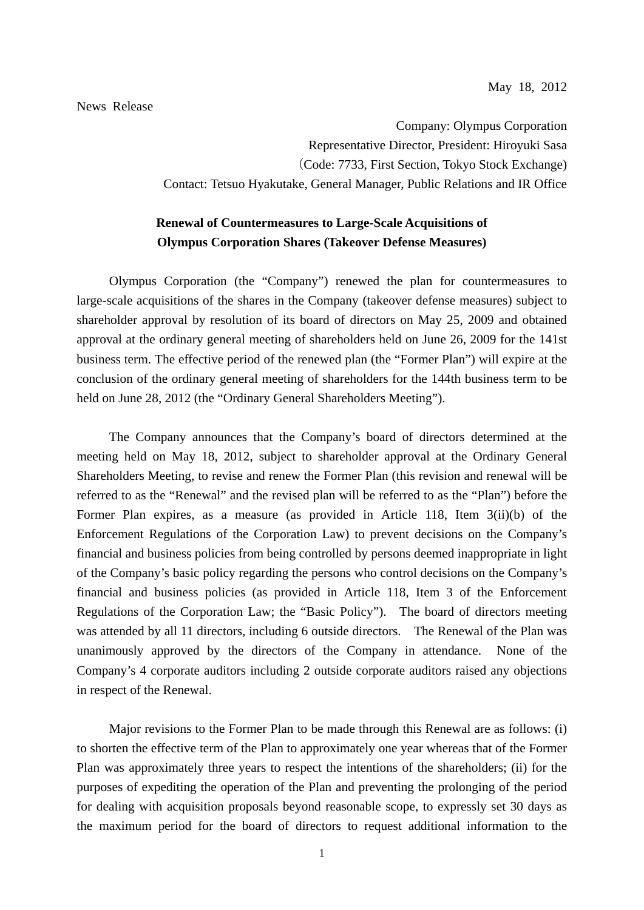May 18, 2012

News Release

Company: Olympus Corporation
Representative Director, President: Hiroyuki Sasa
(Code: 7733, First Section, Tokyo Stock Exchange)
Contact: Tetsuo Hyakutake, General Manager, Public Relations and IR Office

**Renewal of Countermeasures to Large-Scale Acquisitions of Olympus Corporation Shares (Takeover Defense Measures)**

Olympus Corporation (the "Company") renewed the plan for countermeasures to large-scale acquisitions of the shares in the Company (takeover defense measures) subject to shareholder approval by resolution of its board of directors on May 25, 2009 and obtained approval at the ordinary general meeting of shareholders held on June 26, 2009 for the 141st business term. The effective period of the renewed plan (the "Former Plan") will expire at the conclusion of the ordinary general meeting of shareholders for the 144th business term to be held on June 28, 2012 (the "Ordinary General Shareholders Meeting").

The Company announces that the Company's board of directors determined at the meeting held on May 18, 2012, subject to shareholder approval at the Ordinary General Shareholders Meeting, to revise and renew the Former Plan (this revision and renewal will be referred to as the "Renewal" and the revised plan will be referred to as the "Plan") before the Former Plan expires, as a measure (as provided in Article 118, Item 3(ii)(b) of the Enforcement Regulations of the Corporation Law) to prevent decisions on the Company's financial and business policies from being controlled by persons deemed inappropriate in light of the Company's basic policy regarding the persons who control decisions on the Company's financial and business policies (as provided in Article 118, Item 3 of the Enforcement Regulations of the Corporation Law; the "Basic Policy"). The board of directors meeting was attended by all 11 directors, including 6 outside directors. The Renewal of the Plan was unanimously approved by the directors of the Company in attendance. None of the Company's 4 corporate auditors including 2 outside corporate auditors raised any objections in respect of the Renewal.

Major revisions to the Former Plan to be made through this Renewal are as follows: (i) to shorten the effective term of the Plan to approximately one year whereas that of the Former Plan was approximately three years to respect the intentions of the shareholders; (ii) for the purposes of expediting the operation of the Plan and preventing the prolonging of the period for dealing with acquisition proposals beyond reasonable scope, to expressly set 30 days as the maximum period for the board of directors to request additional information to the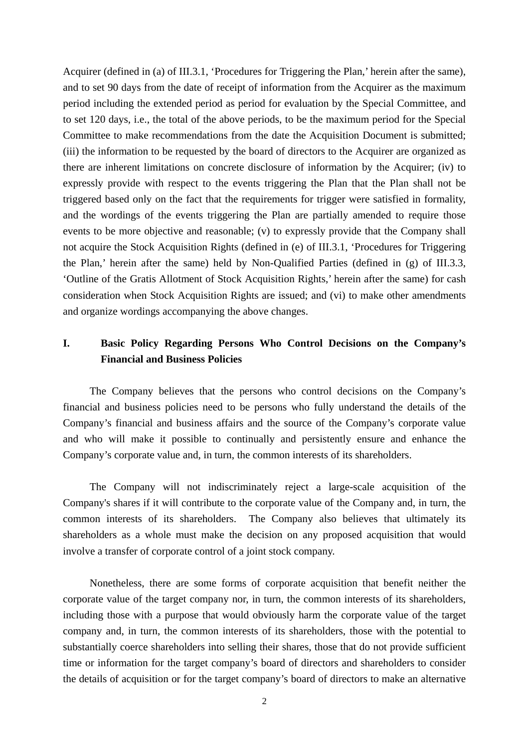Acquirer (defined in (a) of III.3.1, 'Procedures for Triggering the Plan,' herein after the same), and to set 90 days from the date of receipt of information from the Acquirer as the maximum period including the extended period as period for evaluation by the Special Committee, and to set 120 days, i.e., the total of the above periods, to be the maximum period for the Special Committee to make recommendations from the date the Acquisition Document is submitted; (iii) the information to be requested by the board of directors to the Acquirer are organized as there are inherent limitations on concrete disclosure of information by the Acquirer; (iv) to expressly provide with respect to the events triggering the Plan that the Plan shall not be triggered based only on the fact that the requirements for trigger were satisfied in formality, and the wordings of the events triggering the Plan are partially amended to require those events to be more objective and reasonable; (v) to expressly provide that the Company shall not acquire the Stock Acquisition Rights (defined in (e) of III.3.1, 'Procedures for Triggering the Plan,' herein after the same) held by Non-Qualified Parties (defined in (g) of III.3.3, 'Outline of the Gratis Allotment of Stock Acquisition Rights,' herein after the same) for cash consideration when Stock Acquisition Rights are issued; and (vi) to make other amendments and organize wordings accompanying the above changes.

## I. Basic Policy Regarding Persons Who Control Decisions on the Company's Financial and Business Policies

The Company believes that the persons who control decisions on the Company's financial and business policies need to be persons who fully understand the details of the Company's financial and business affairs and the source of the Company's corporate value and who will make it possible to continually and persistently ensure and enhance the Company's corporate value and, in turn, the common interests of its shareholders.

The Company will not indiscriminately reject a large-scale acquisition of the Company's shares if it will contribute to the corporate value of the Company and, in turn, the common interests of its shareholders. The Company also believes that ultimately its shareholders as a whole must make the decision on any proposed acquisition that would involve a transfer of corporate control of a joint stock company.

Nonetheless, there are some forms of corporate acquisition that benefit neither the corporate value of the target company nor, in turn, the common interests of its shareholders, including those with a purpose that would obviously harm the corporate value of the target company and, in turn, the common interests of its shareholders, those with the potential to substantially coerce shareholders into selling their shares, those that do not provide sufficient time or information for the target company's board of directors and shareholders to consider the details of acquisition or for the target company's board of directors to make an alternative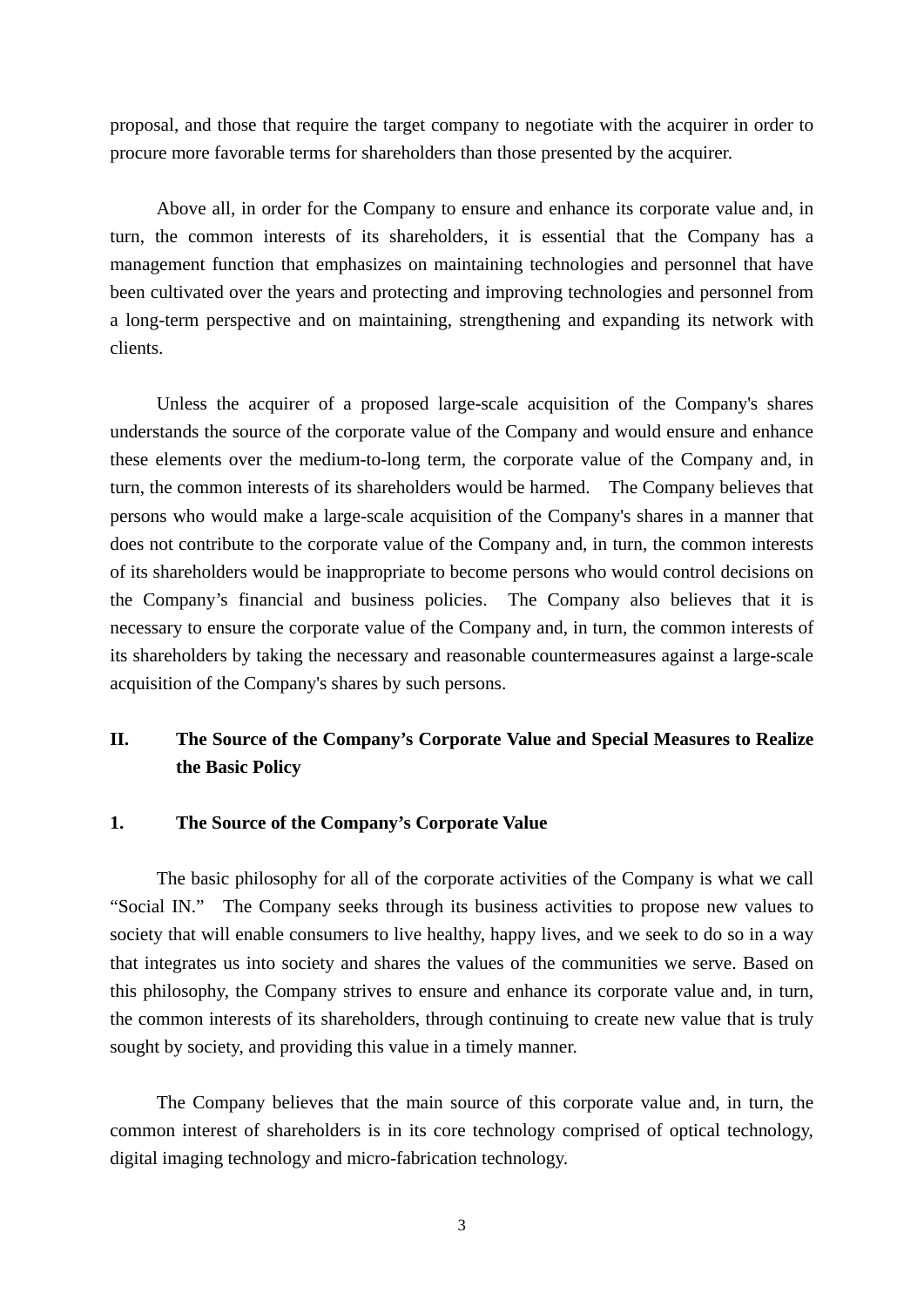proposal, and those that require the target company to negotiate with the acquirer in order to procure more favorable terms for shareholders than those presented by the acquirer.

Above all, in order for the Company to ensure and enhance its corporate value and, in turn, the common interests of its shareholders, it is essential that the Company has a management function that emphasizes on maintaining technologies and personnel that have been cultivated over the years and protecting and improving technologies and personnel from a long-term perspective and on maintaining, strengthening and expanding its network with clients.

Unless the acquirer of a proposed large-scale acquisition of the Company's shares understands the source of the corporate value of the Company and would ensure and enhance these elements over the medium-to-long term, the corporate value of the Company and, in turn, the common interests of its shareholders would be harmed. The Company believes that persons who would make a large-scale acquisition of the Company's shares in a manner that does not contribute to the corporate value of the Company and, in turn, the common interests of its shareholders would be inappropriate to become persons who would control decisions on the Company's financial and business policies. The Company also believes that it is necessary to ensure the corporate value of the Company and, in turn, the common interests of its shareholders by taking the necessary and reasonable countermeasures against a large-scale acquisition of the Company's shares by such persons.

## II. The Source of the Company's Corporate Value and Special Measures to Realize the Basic Policy

### 1. The Source of the Company's Corporate Value

The basic philosophy for all of the corporate activities of the Company is what we call "Social IN." The Company seeks through its business activities to propose new values to society that will enable consumers to live healthy, happy lives, and we seek to do so in a way that integrates us into society and shares the values of the communities we serve. Based on this philosophy, the Company strives to ensure and enhance its corporate value and, in turn, the common interests of its shareholders, through continuing to create new value that is truly sought by society, and providing this value in a timely manner.

The Company believes that the main source of this corporate value and, in turn, the common interest of shareholders is in its core technology comprised of optical technology, digital imaging technology and micro-fabrication technology.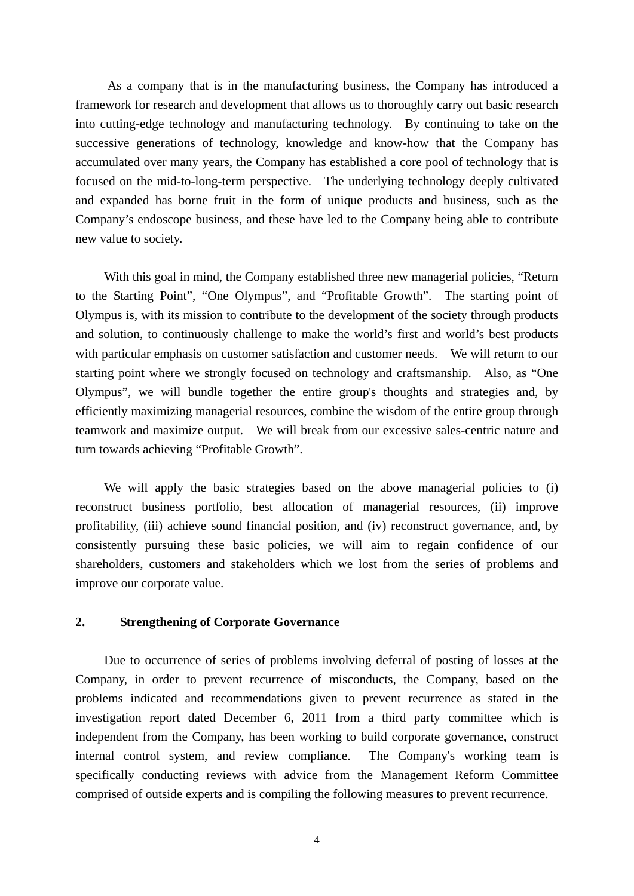As a company that is in the manufacturing business, the Company has introduced a framework for research and development that allows us to thoroughly carry out basic research into cutting-edge technology and manufacturing technology. By continuing to take on the successive generations of technology, knowledge and know-how that the Company has accumulated over many years, the Company has established a core pool of technology that is focused on the mid-to-long-term perspective. The underlying technology deeply cultivated and expanded has borne fruit in the form of unique products and business, such as the Company's endoscope business, and these have led to the Company being able to contribute new value to society.

With this goal in mind, the Company established three new managerial policies, "Return to the Starting Point", "One Olympus", and "Profitable Growth". The starting point of Olympus is, with its mission to contribute to the development of the society through products and solution, to continuously challenge to make the world's first and world's best products with particular emphasis on customer satisfaction and customer needs. We will return to our starting point where we strongly focused on technology and craftsmanship. Also, as "One Olympus", we will bundle together the entire group's thoughts and strategies and, by efficiently maximizing managerial resources, combine the wisdom of the entire group through teamwork and maximize output. We will break from our excessive sales-centric nature and turn towards achieving "Profitable Growth".

We will apply the basic strategies based on the above managerial policies to (i) reconstruct business portfolio, best allocation of managerial resources, (ii) improve profitability, (iii) achieve sound financial position, and (iv) reconstruct governance, and, by consistently pursuing these basic policies, we will aim to regain confidence of our shareholders, customers and stakeholders which we lost from the series of problems and improve our corporate value.

## 2. Strengthening of Corporate Governance

Due to occurrence of series of problems involving deferral of posting of losses at the Company, in order to prevent recurrence of misconducts, the Company, based on the problems indicated and recommendations given to prevent recurrence as stated in the investigation report dated December 6, 2011 from a third party committee which is independent from the Company, has been working to build corporate governance, construct internal control system, and review compliance. The Company's working team is specifically conducting reviews with advice from the Management Reform Committee comprised of outside experts and is compiling the following measures to prevent recurrence.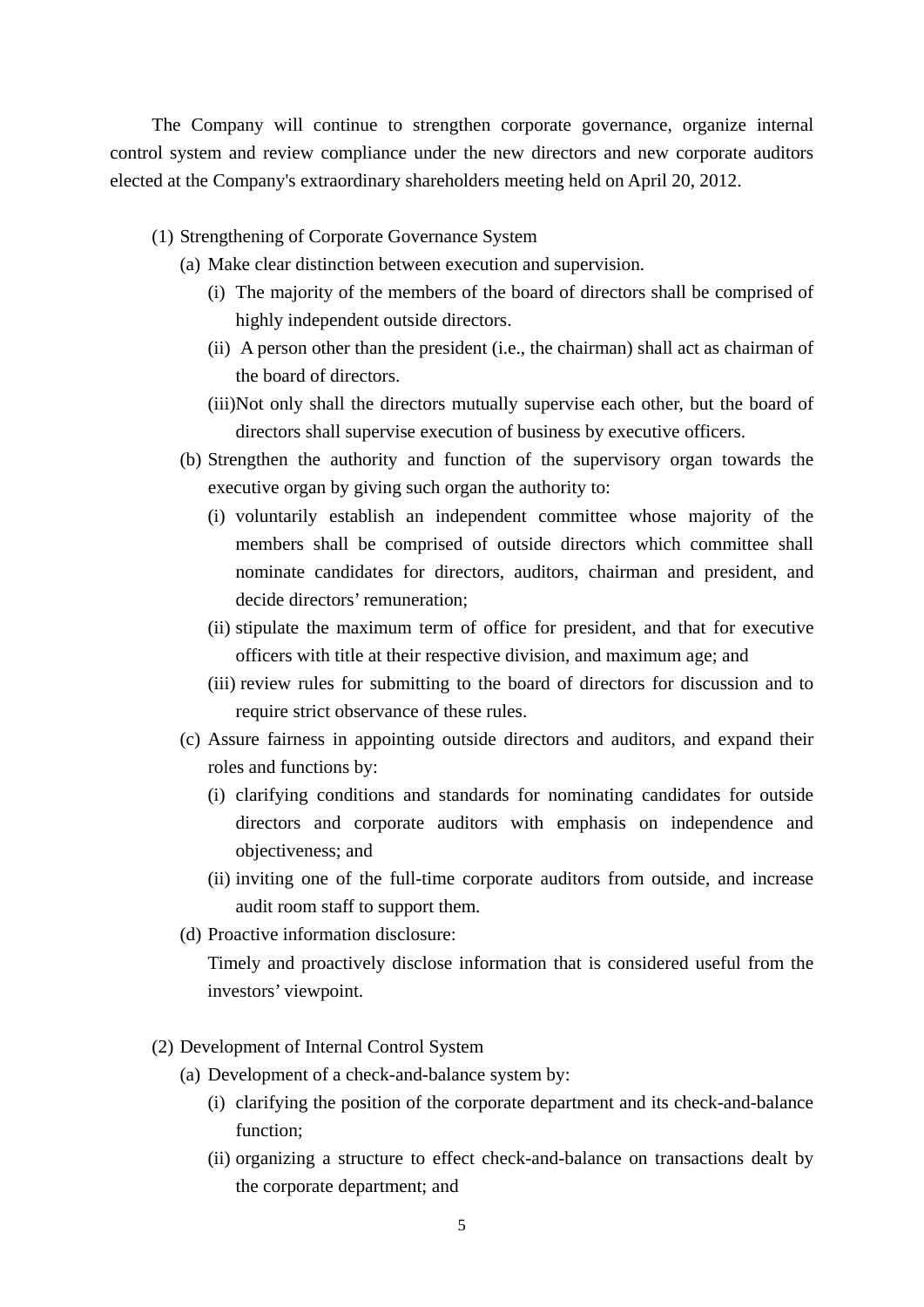The Company will continue to strengthen corporate governance, organize internal control system and review compliance under the new directors and new corporate auditors elected at the Company's extraordinary shareholders meeting held on April 20, 2012.

(1) Strengthening of Corporate Governance System

  (a) Make clear distinction between execution and supervision.

    (i) The majority of the members of the board of directors shall be comprised of highly independent outside directors.

    (ii) A person other than the president (i.e., the chairman) shall act as chairman of the board of directors.

    (iii) Not only shall the directors mutually supervise each other, but the board of directors shall supervise execution of business by executive officers.

  (b) Strengthen the authority and function of the supervisory organ towards the executive organ by giving such organ the authority to:

    (i) voluntarily establish an independent committee whose majority of the members shall be comprised of outside directors which committee shall nominate candidates for directors, auditors, chairman and president, and decide directors' remuneration;

    (ii) stipulate the maximum term of office for president, and that for executive officers with title at their respective division, and maximum age; and

    (iii) review rules for submitting to the board of directors for discussion and to require strict observance of these rules.

  (c) Assure fairness in appointing outside directors and auditors, and expand their roles and functions by:

    (i) clarifying conditions and standards for nominating candidates for outside directors and corporate auditors with emphasis on independence and objectiveness; and

    (ii) inviting one of the full-time corporate auditors from outside, and increase audit room staff to support them.

  (d) Proactive information disclosure:

  Timely and proactively disclose information that is considered useful from the investors' viewpoint.

(2) Development of Internal Control System

  (a) Development of a check-and-balance system by:

    (i) clarifying the position of the corporate department and its check-and-balance function;

    (ii) organizing a structure to effect check-and-balance on transactions dealt by the corporate department; and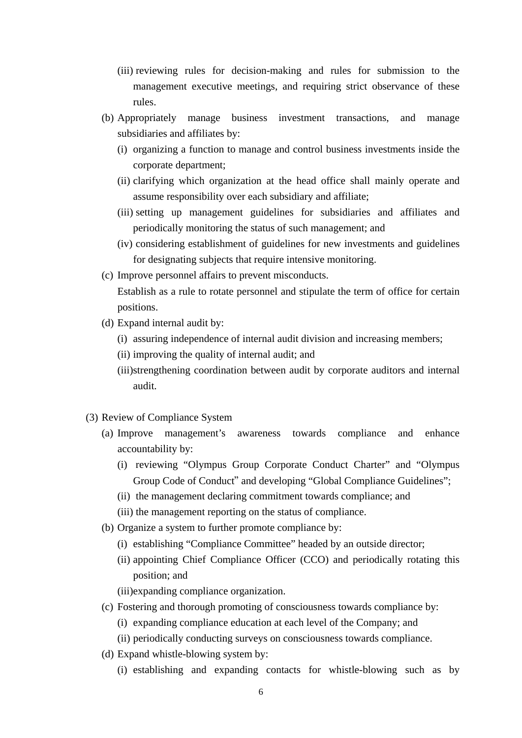(iii) reviewing rules for decision-making and rules for submission to the management executive meetings, and requiring strict observance of these rules.

(b) Appropriately manage business investment transactions, and manage subsidiaries and affiliates by:

(i) organizing a function to manage and control business investments inside the corporate department;

(ii) clarifying which organization at the head office shall mainly operate and assume responsibility over each subsidiary and affiliate;

(iii) setting up management guidelines for subsidiaries and affiliates and periodically monitoring the status of such management; and

(iv) considering establishment of guidelines for new investments and guidelines for designating subjects that require intensive monitoring.

(c) Improve personnel affairs to prevent misconducts.

Establish as a rule to rotate personnel and stipulate the term of office for certain positions.

(d) Expand internal audit by:

(i) assuring independence of internal audit division and increasing members;

(ii) improving the quality of internal audit; and

(iii) strengthening coordination between audit by corporate auditors and internal audit.

(3) Review of Compliance System

(a) Improve management's awareness towards compliance and enhance accountability by:

(i) reviewing "Olympus Group Corporate Conduct Charter" and "Olympus Group Code of Conduct" and developing "Global Compliance Guidelines";

(ii) the management declaring commitment towards compliance; and

(iii) the management reporting on the status of compliance.

(b) Organize a system to further promote compliance by:

(i) establishing "Compliance Committee" headed by an outside director;

(ii) appointing Chief Compliance Officer (CCO) and periodically rotating this position; and

(iii) expanding compliance organization.

(c) Fostering and thorough promoting of consciousness towards compliance by:

(i) expanding compliance education at each level of the Company; and

(ii) periodically conducting surveys on consciousness towards compliance.

(d) Expand whistle-blowing system by:

(i) establishing and expanding contacts for whistle-blowing such as by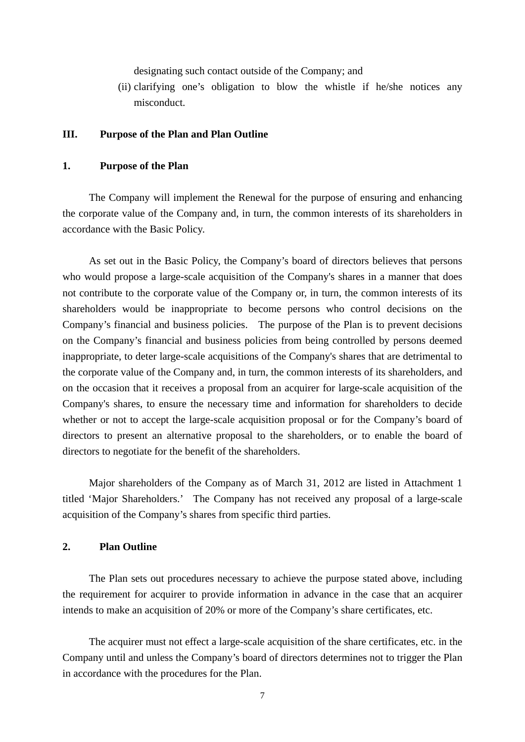designating such contact outside of the Company; and

(ii) clarifying one's obligation to blow the whistle if he/she notices any misconduct.

## III. Purpose of the Plan and Plan Outline

### 1. Purpose of the Plan

The Company will implement the Renewal for the purpose of ensuring and enhancing the corporate value of the Company and, in turn, the common interests of its shareholders in accordance with the Basic Policy.

As set out in the Basic Policy, the Company's board of directors believes that persons who would propose a large-scale acquisition of the Company's shares in a manner that does not contribute to the corporate value of the Company or, in turn, the common interests of its shareholders would be inappropriate to become persons who control decisions on the Company's financial and business policies. The purpose of the Plan is to prevent decisions on the Company's financial and business policies from being controlled by persons deemed inappropriate, to deter large-scale acquisitions of the Company's shares that are detrimental to the corporate value of the Company and, in turn, the common interests of its shareholders, and on the occasion that it receives a proposal from an acquirer for large-scale acquisition of the Company's shares, to ensure the necessary time and information for shareholders to decide whether or not to accept the large-scale acquisition proposal or for the Company's board of directors to present an alternative proposal to the shareholders, or to enable the board of directors to negotiate for the benefit of the shareholders.

Major shareholders of the Company as of March 31, 2012 are listed in Attachment 1 titled 'Major Shareholders.' The Company has not received any proposal of a large-scale acquisition of the Company's shares from specific third parties.

### 2. Plan Outline

The Plan sets out procedures necessary to achieve the purpose stated above, including the requirement for acquirer to provide information in advance in the case that an acquirer intends to make an acquisition of 20% or more of the Company's share certificates, etc.

The acquirer must not effect a large-scale acquisition of the share certificates, etc. in the Company until and unless the Company's board of directors determines not to trigger the Plan in accordance with the procedures for the Plan.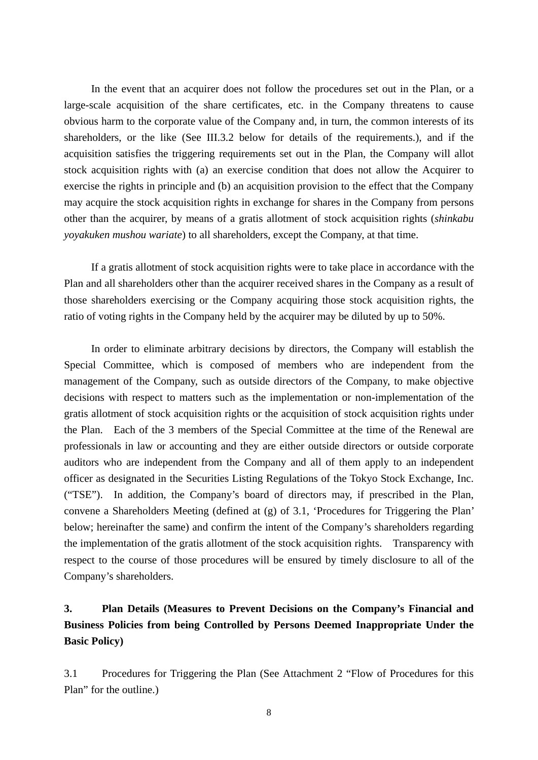In the event that an acquirer does not follow the procedures set out in the Plan, or a large-scale acquisition of the share certificates, etc. in the Company threatens to cause obvious harm to the corporate value of the Company and, in turn, the common interests of its shareholders, or the like (See III.3.2 below for details of the requirements.), and if the acquisition satisfies the triggering requirements set out in the Plan, the Company will allot stock acquisition rights with (a) an exercise condition that does not allow the Acquirer to exercise the rights in principle and (b) an acquisition provision to the effect that the Company may acquire the stock acquisition rights in exchange for shares in the Company from persons other than the acquirer, by means of a gratis allotment of stock acquisition rights (*shinkabu yoyakuken mushou wariate*) to all shareholders, except the Company, at that time.

If a gratis allotment of stock acquisition rights were to take place in accordance with the Plan and all shareholders other than the acquirer received shares in the Company as a result of those shareholders exercising or the Company acquiring those stock acquisition rights, the ratio of voting rights in the Company held by the acquirer may be diluted by up to 50%.

In order to eliminate arbitrary decisions by directors, the Company will establish the Special Committee, which is composed of members who are independent from the management of the Company, such as outside directors of the Company, to make objective decisions with respect to matters such as the implementation or non-implementation of the gratis allotment of stock acquisition rights or the acquisition of stock acquisition rights under the Plan. Each of the 3 members of the Special Committee at the time of the Renewal are professionals in law or accounting and they are either outside directors or outside corporate auditors who are independent from the Company and all of them apply to an independent officer as designated in the Securities Listing Regulations of the Tokyo Stock Exchange, Inc. ("TSE"). In addition, the Company's board of directors may, if prescribed in the Plan, convene a Shareholders Meeting (defined at (g) of 3.1, 'Procedures for Triggering the Plan' below; hereinafter the same) and confirm the intent of the Company's shareholders regarding the implementation of the gratis allotment of the stock acquisition rights. Transparency with respect to the course of those procedures will be ensured by timely disclosure to all of the Company's shareholders.

### 3. Plan Details (Measures to Prevent Decisions on the Company's Financial and Business Policies from being Controlled by Persons Deemed Inappropriate Under the Basic Policy)

3.1 Procedures for Triggering the Plan (See Attachment 2 "Flow of Procedures for this Plan" for the outline.)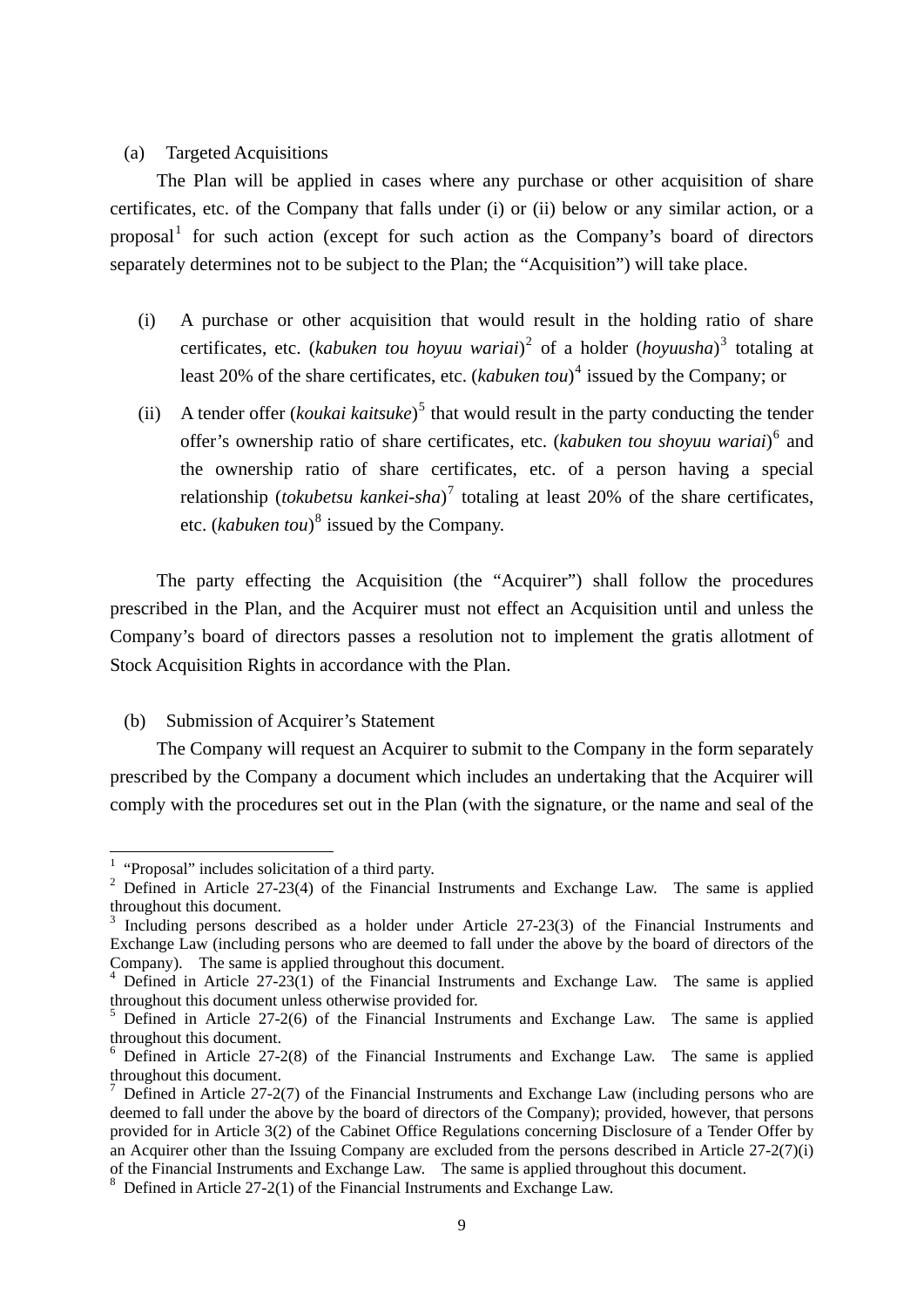(a) Targeted Acquisitions

The Plan will be applied in cases where any purchase or other acquisition of share certificates, etc. of the Company that falls under (i) or (ii) below or any similar action, or a proposal[1] for such action (except for such action as the Company's board of directors separately determines not to be subject to the Plan; the "Acquisition") will take place.

(i) A purchase or other acquisition that would result in the holding ratio of share certificates, etc. (*kabuken tou hoyuu wariai*)[2] of a holder (*hoyuusha*)[3] totaling at least 20% of the share certificates, etc. (*kabuken tou*)[4] issued by the Company; or

(ii) A tender offer (*koukai kaitsuke*)[5] that would result in the party conducting the tender offer's ownership ratio of share certificates, etc. (*kabuken tou shoyuu wariai*)[6] and the ownership ratio of share certificates, etc. of a person having a special relationship (*tokubetsu kankei-sha*)[7] totaling at least 20% of the share certificates, etc. (*kabuken tou*)[8] issued by the Company.

The party effecting the Acquisition (the "Acquirer") shall follow the procedures prescribed in the Plan, and the Acquirer must not effect an Acquisition until and unless the Company's board of directors passes a resolution not to implement the gratis allotment of Stock Acquisition Rights in accordance with the Plan.

(b) Submission of Acquirer's Statement

The Company will request an Acquirer to submit to the Company in the form separately prescribed by the Company a document which includes an undertaking that the Acquirer will comply with the procedures set out in the Plan (with the signature, or the name and seal of the

---

[1] "Proposal" includes solicitation of a third party.

[2] Defined in Article 27-23(4) of the Financial Instruments and Exchange Law. The same is applied throughout this document.

[3] Including persons described as a holder under Article 27-23(3) of the Financial Instruments and Exchange Law (including persons who are deemed to fall under the above by the board of directors of the Company). The same is applied throughout this document.

[4] Defined in Article 27-23(1) of the Financial Instruments and Exchange Law. The same is applied throughout this document unless otherwise provided for.

[5] Defined in Article 27-2(6) of the Financial Instruments and Exchange Law. The same is applied throughout this document.

[6] Defined in Article 27-2(8) of the Financial Instruments and Exchange Law. The same is applied throughout this document.

[7] Defined in Article 27-2(7) of the Financial Instruments and Exchange Law (including persons who are deemed to fall under the above by the board of directors of the Company); provided, however, that persons provided for in Article 3(2) of the Cabinet Office Regulations concerning Disclosure of a Tender Offer by an Acquirer other than the Issuing Company are excluded from the persons described in Article 27-2(7)(i) of the Financial Instruments and Exchange Law. The same is applied throughout this document.

[8] Defined in Article 27-2(1) of the Financial Instruments and Exchange Law.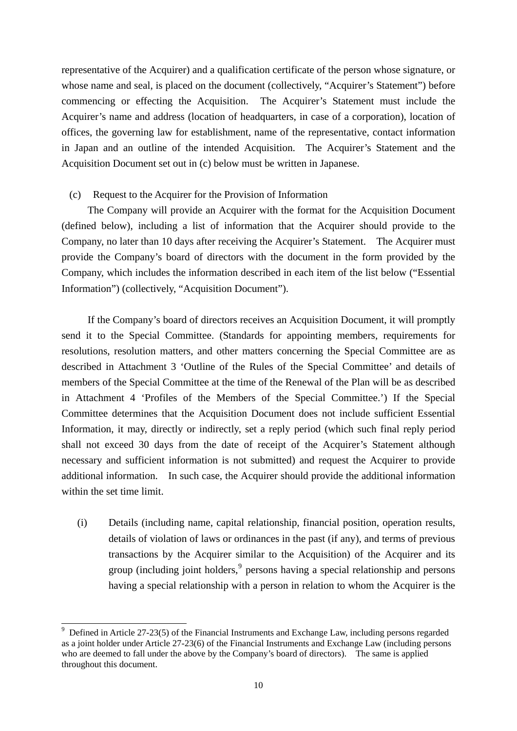representative of the Acquirer) and a qualification certificate of the person whose signature, or whose name and seal, is placed on the document (collectively, "Acquirer's Statement") before commencing or effecting the Acquisition. The Acquirer's Statement must include the Acquirer's name and address (location of headquarters, in case of a corporation), location of offices, the governing law for establishment, name of the representative, contact information in Japan and an outline of the intended Acquisition. The Acquirer's Statement and the Acquisition Document set out in (c) below must be written in Japanese.

(c) Request to the Acquirer for the Provision of Information

The Company will provide an Acquirer with the format for the Acquisition Document (defined below), including a list of information that the Acquirer should provide to the Company, no later than 10 days after receiving the Acquirer's Statement. The Acquirer must provide the Company's board of directors with the document in the form provided by the Company, which includes the information described in each item of the list below ("Essential Information") (collectively, "Acquisition Document").

If the Company's board of directors receives an Acquisition Document, it will promptly send it to the Special Committee. (Standards for appointing members, requirements for resolutions, resolution matters, and other matters concerning the Special Committee are as described in Attachment 3 'Outline of the Rules of the Special Committee' and details of members of the Special Committee at the time of the Renewal of the Plan will be as described in Attachment 4 'Profiles of the Members of the Special Committee.') If the Special Committee determines that the Acquisition Document does not include sufficient Essential Information, it may, directly or indirectly, set a reply period (which such final reply period shall not exceed 30 days from the date of receipt of the Acquirer's Statement although necessary and sufficient information is not submitted) and request the Acquirer to provide additional information. In such case, the Acquirer should provide the additional information within the set time limit.

(i) Details (including name, capital relationship, financial position, operation results, details of violation of laws or ordinances in the past (if any), and terms of previous transactions by the Acquirer similar to the Acquisition) of the Acquirer and its group (including joint holders,[9] persons having a special relationship and persons having a special relationship with a person in relation to whom the Acquirer is the

---

[9] Defined in Article 27-23(5) of the Financial Instruments and Exchange Law, including persons regarded as a joint holder under Article 27-23(6) of the Financial Instruments and Exchange Law (including persons who are deemed to fall under the above by the Company's board of directors). The same is applied throughout this document.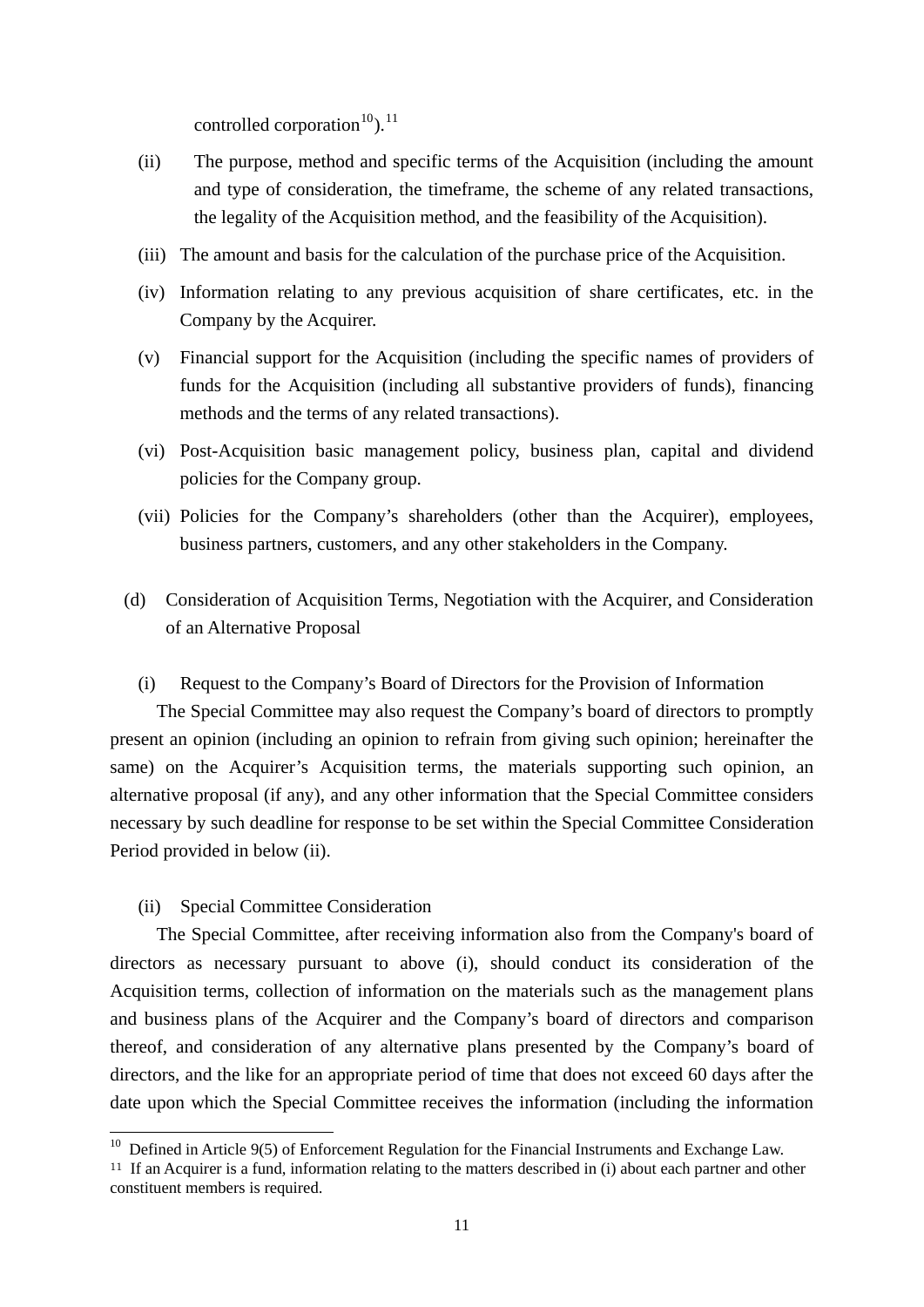controlled corporation[10]).[11]

(ii) The purpose, method and specific terms of the Acquisition (including the amount and type of consideration, the timeframe, the scheme of any related transactions, the legality of the Acquisition method, and the feasibility of the Acquisition).

(iii) The amount and basis for the calculation of the purchase price of the Acquisition.

(iv) Information relating to any previous acquisition of share certificates, etc. in the Company by the Acquirer.

(v) Financial support for the Acquisition (including the specific names of providers of funds for the Acquisition (including all substantive providers of funds), financing methods and the terms of any related transactions).

(vi) Post-Acquisition basic management policy, business plan, capital and dividend policies for the Company group.

(vii) Policies for the Company's shareholders (other than the Acquirer), employees, business partners, customers, and any other stakeholders in the Company.

(d) Consideration of Acquisition Terms, Negotiation with the Acquirer, and Consideration of an Alternative Proposal

(i) Request to the Company's Board of Directors for the Provision of Information

The Special Committee may also request the Company's board of directors to promptly present an opinion (including an opinion to refrain from giving such opinion; hereinafter the same) on the Acquirer's Acquisition terms, the materials supporting such opinion, an alternative proposal (if any), and any other information that the Special Committee considers necessary by such deadline for response to be set within the Special Committee Consideration Period provided in below (ii).

(ii) Special Committee Consideration

The Special Committee, after receiving information also from the Company's board of directors as necessary pursuant to above (i), should conduct its consideration of the Acquisition terms, collection of information on the materials such as the management plans and business plans of the Acquirer and the Company's board of directors and comparison thereof, and consideration of any alternative plans presented by the Company's board of directors, and the like for an appropriate period of time that does not exceed 60 days after the date upon which the Special Committee receives the information (including the information

[10] Defined in Article 9(5) of Enforcement Regulation for the Financial Instruments and Exchange Law.

[11] If an Acquirer is a fund, information relating to the matters described in (i) about each partner and other constituent members is required.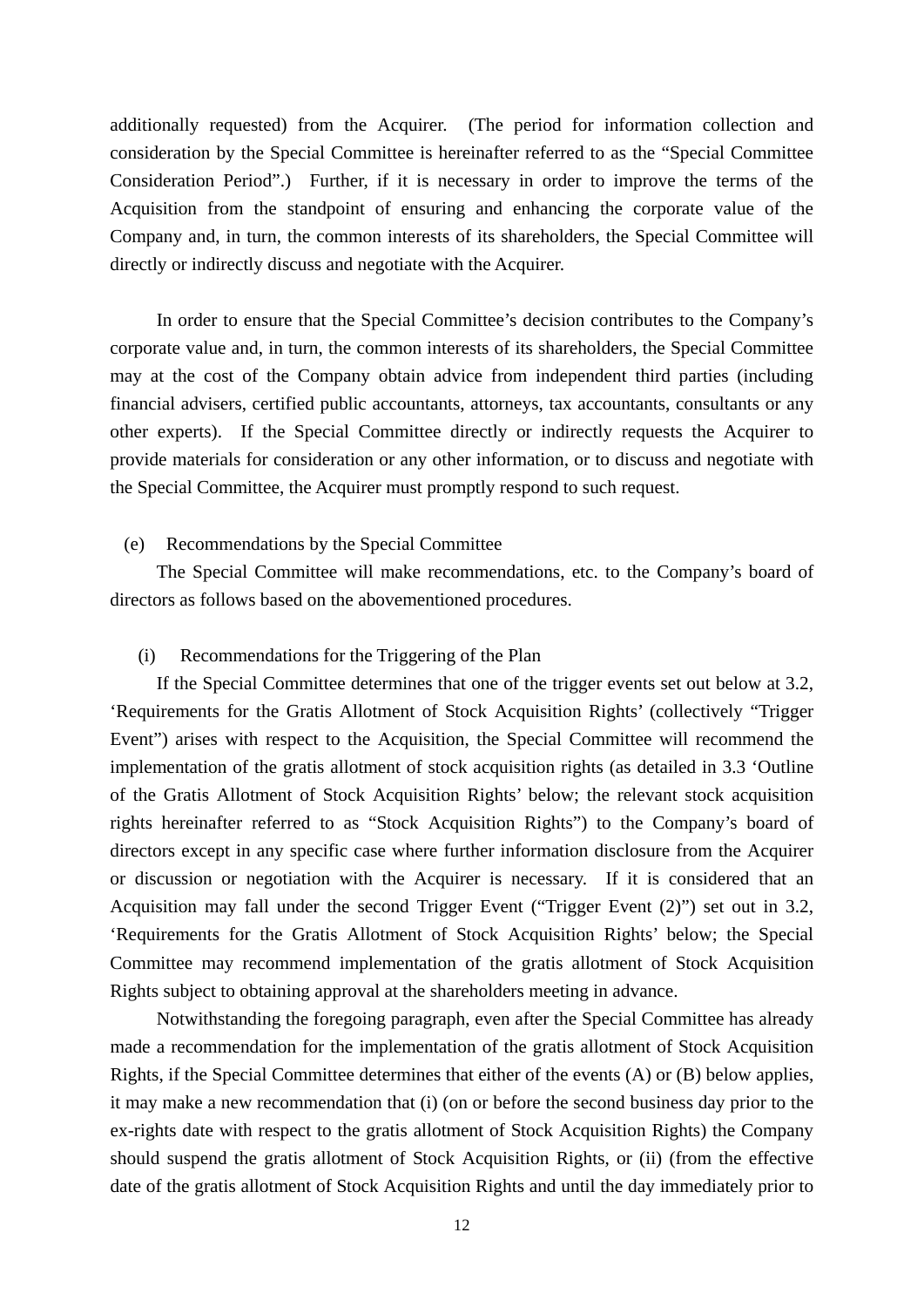additionally requested) from the Acquirer. (The period for information collection and consideration by the Special Committee is hereinafter referred to as the "Special Committee Consideration Period".) Further, if it is necessary in order to improve the terms of the Acquisition from the standpoint of ensuring and enhancing the corporate value of the Company and, in turn, the common interests of its shareholders, the Special Committee will directly or indirectly discuss and negotiate with the Acquirer.

In order to ensure that the Special Committee's decision contributes to the Company's corporate value and, in turn, the common interests of its shareholders, the Special Committee may at the cost of the Company obtain advice from independent third parties (including financial advisers, certified public accountants, attorneys, tax accountants, consultants or any other experts). If the Special Committee directly or indirectly requests the Acquirer to provide materials for consideration or any other information, or to discuss and negotiate with the Special Committee, the Acquirer must promptly respond to such request.

(e) Recommendations by the Special Committee

The Special Committee will make recommendations, etc. to the Company's board of directors as follows based on the abovementioned procedures.

(i) Recommendations for the Triggering of the Plan

If the Special Committee determines that one of the trigger events set out below at 3.2, 'Requirements for the Gratis Allotment of Stock Acquisition Rights' (collectively "Trigger Event") arises with respect to the Acquisition, the Special Committee will recommend the implementation of the gratis allotment of stock acquisition rights (as detailed in 3.3 'Outline of the Gratis Allotment of Stock Acquisition Rights' below; the relevant stock acquisition rights hereinafter referred to as "Stock Acquisition Rights") to the Company's board of directors except in any specific case where further information disclosure from the Acquirer or discussion or negotiation with the Acquirer is necessary. If it is considered that an Acquisition may fall under the second Trigger Event ("Trigger Event (2)") set out in 3.2, 'Requirements for the Gratis Allotment of Stock Acquisition Rights' below; the Special Committee may recommend implementation of the gratis allotment of Stock Acquisition Rights subject to obtaining approval at the shareholders meeting in advance.

Notwithstanding the foregoing paragraph, even after the Special Committee has already made a recommendation for the implementation of the gratis allotment of Stock Acquisition Rights, if the Special Committee determines that either of the events (A) or (B) below applies, it may make a new recommendation that (i) (on or before the second business day prior to the ex-rights date with respect to the gratis allotment of Stock Acquisition Rights) the Company should suspend the gratis allotment of Stock Acquisition Rights, or (ii) (from the effective date of the gratis allotment of Stock Acquisition Rights and until the day immediately prior to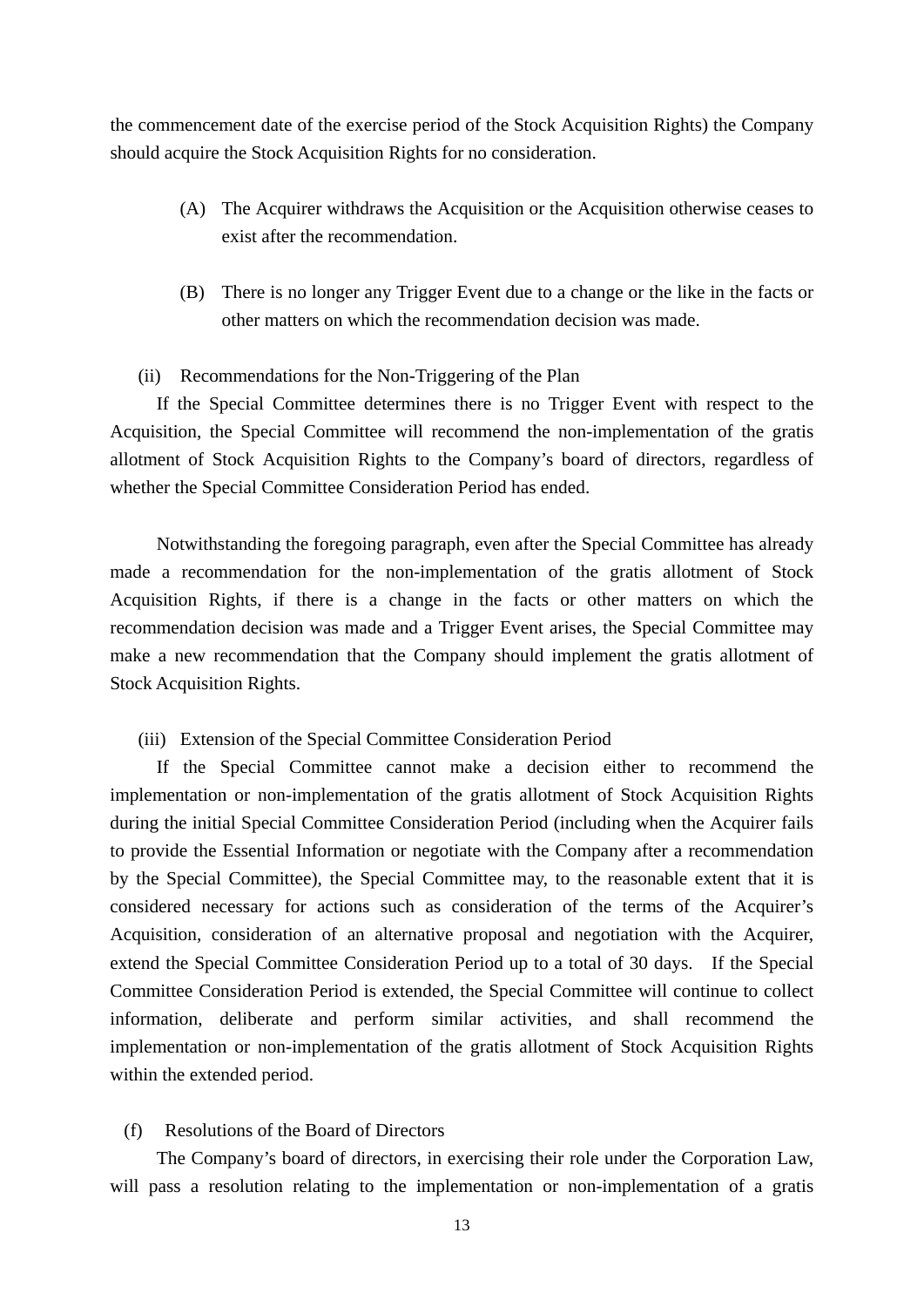the commencement date of the exercise period of the Stock Acquisition Rights) the Company should acquire the Stock Acquisition Rights for no consideration.

(A) The Acquirer withdraws the Acquisition or the Acquisition otherwise ceases to exist after the recommendation.

(B) There is no longer any Trigger Event due to a change or the like in the facts or other matters on which the recommendation decision was made.

(ii) Recommendations for the Non-Triggering of the Plan

If the Special Committee determines there is no Trigger Event with respect to the Acquisition, the Special Committee will recommend the non-implementation of the gratis allotment of Stock Acquisition Rights to the Company's board of directors, regardless of whether the Special Committee Consideration Period has ended.

Notwithstanding the foregoing paragraph, even after the Special Committee has already made a recommendation for the non-implementation of the gratis allotment of Stock Acquisition Rights, if there is a change in the facts or other matters on which the recommendation decision was made and a Trigger Event arises, the Special Committee may make a new recommendation that the Company should implement the gratis allotment of Stock Acquisition Rights.

(iii) Extension of the Special Committee Consideration Period

If the Special Committee cannot make a decision either to recommend the implementation or non-implementation of the gratis allotment of Stock Acquisition Rights during the initial Special Committee Consideration Period (including when the Acquirer fails to provide the Essential Information or negotiate with the Company after a recommendation by the Special Committee), the Special Committee may, to the reasonable extent that it is considered necessary for actions such as consideration of the terms of the Acquirer's Acquisition, consideration of an alternative proposal and negotiation with the Acquirer, extend the Special Committee Consideration Period up to a total of 30 days. If the Special Committee Consideration Period is extended, the Special Committee will continue to collect information, deliberate and perform similar activities, and shall recommend the implementation or non-implementation of the gratis allotment of Stock Acquisition Rights within the extended period.

(f) Resolutions of the Board of Directors

The Company's board of directors, in exercising their role under the Corporation Law, will pass a resolution relating to the implementation or non-implementation of a gratis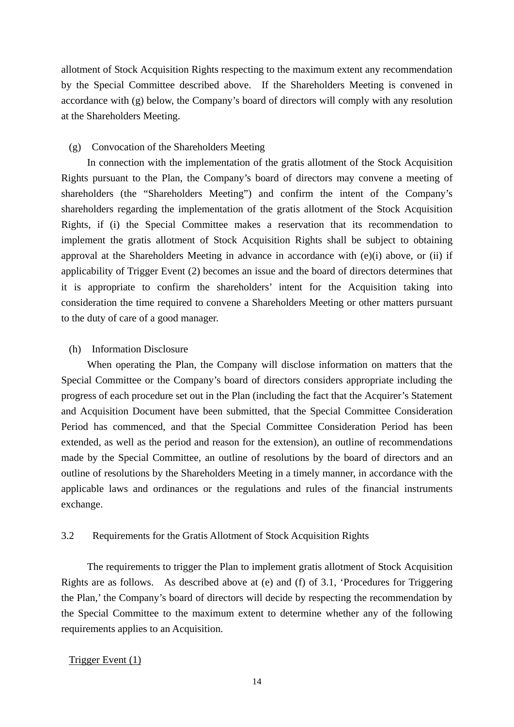allotment of Stock Acquisition Rights respecting to the maximum extent any recommendation by the Special Committee described above. If the Shareholders Meeting is convened in accordance with (g) below, the Company's board of directors will comply with any resolution at the Shareholders Meeting.

(g) Convocation of the Shareholders Meeting

In connection with the implementation of the gratis allotment of the Stock Acquisition Rights pursuant to the Plan, the Company's board of directors may convene a meeting of shareholders (the "Shareholders Meeting") and confirm the intent of the Company's shareholders regarding the implementation of the gratis allotment of the Stock Acquisition Rights, if (i) the Special Committee makes a reservation that its recommendation to implement the gratis allotment of Stock Acquisition Rights shall be subject to obtaining approval at the Shareholders Meeting in advance in accordance with (e)(i) above, or (ii) if applicability of Trigger Event (2) becomes an issue and the board of directors determines that it is appropriate to confirm the shareholders' intent for the Acquisition taking into consideration the time required to convene a Shareholders Meeting or other matters pursuant to the duty of care of a good manager.

(h) Information Disclosure

When operating the Plan, the Company will disclose information on matters that the Special Committee or the Company's board of directors considers appropriate including the progress of each procedure set out in the Plan (including the fact that the Acquirer's Statement and Acquisition Document have been submitted, that the Special Committee Consideration Period has commenced, and that the Special Committee Consideration Period has been extended, as well as the period and reason for the extension), an outline of recommendations made by the Special Committee, an outline of resolutions by the board of directors and an outline of resolutions by the Shareholders Meeting in a timely manner, in accordance with the applicable laws and ordinances or the regulations and rules of the financial instruments exchange.

### 3.2 Requirements for the Gratis Allotment of Stock Acquisition Rights

The requirements to trigger the Plan to implement gratis allotment of Stock Acquisition Rights are as follows. As described above at (e) and (f) of 3.1, 'Procedures for Triggering the Plan,' the Company's board of directors will decide by respecting the recommendation by the Special Committee to the maximum extent to determine whether any of the following requirements applies to an Acquisition.

<u>Trigger Event (1)</u>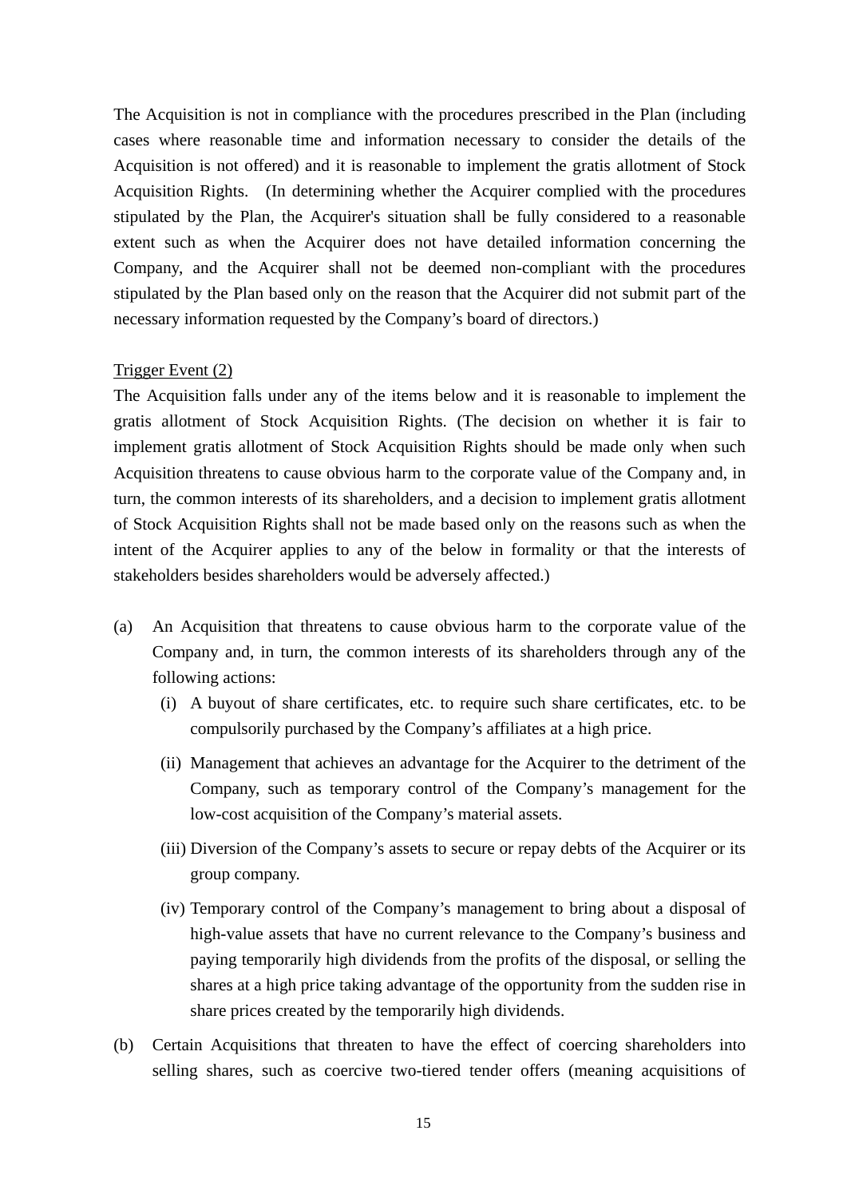The Acquisition is not in compliance with the procedures prescribed in the Plan (including cases where reasonable time and information necessary to consider the details of the Acquisition is not offered) and it is reasonable to implement the gratis allotment of Stock Acquisition Rights. (In determining whether the Acquirer complied with the procedures stipulated by the Plan, the Acquirer's situation shall be fully considered to a reasonable extent such as when the Acquirer does not have detailed information concerning the Company, and the Acquirer shall not be deemed non-compliant with the procedures stipulated by the Plan based only on the reason that the Acquirer did not submit part of the necessary information requested by the Company's board of directors.)

Trigger Event (2)

The Acquisition falls under any of the items below and it is reasonable to implement the gratis allotment of Stock Acquisition Rights. (The decision on whether it is fair to implement gratis allotment of Stock Acquisition Rights should be made only when such Acquisition threatens to cause obvious harm to the corporate value of the Company and, in turn, the common interests of its shareholders, and a decision to implement gratis allotment of Stock Acquisition Rights shall not be made based only on the reasons such as when the intent of the Acquirer applies to any of the below in formality or that the interests of stakeholders besides shareholders would be adversely affected.)

(a) An Acquisition that threatens to cause obvious harm to the corporate value of the Company and, in turn, the common interests of its shareholders through any of the following actions:

  (i) A buyout of share certificates, etc. to require such share certificates, etc. to be compulsorily purchased by the Company's affiliates at a high price.

  (ii) Management that achieves an advantage for the Acquirer to the detriment of the Company, such as temporary control of the Company's management for the low-cost acquisition of the Company's material assets.

  (iii) Diversion of the Company's assets to secure or repay debts of the Acquirer or its group company.

  (iv) Temporary control of the Company's management to bring about a disposal of high-value assets that have no current relevance to the Company's business and paying temporarily high dividends from the profits of the disposal, or selling the shares at a high price taking advantage of the opportunity from the sudden rise in share prices created by the temporarily high dividends.

(b) Certain Acquisitions that threaten to have the effect of coercing shareholders into selling shares, such as coercive two-tiered tender offers (meaning acquisitions of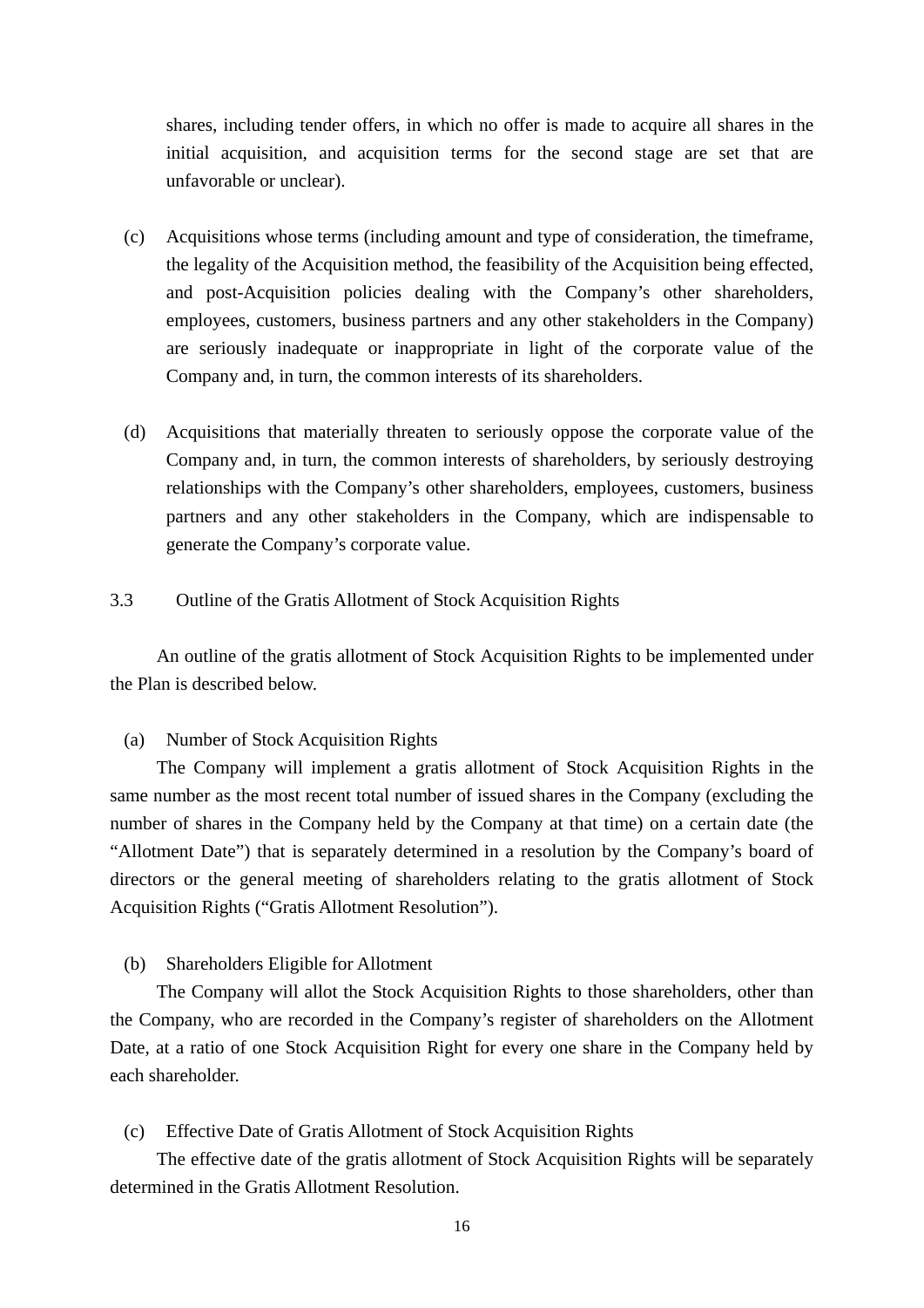shares, including tender offers, in which no offer is made to acquire all shares in the initial acquisition, and acquisition terms for the second stage are set that are unfavorable or unclear).

(c) Acquisitions whose terms (including amount and type of consideration, the timeframe, the legality of the Acquisition method, the feasibility of the Acquisition being effected, and post-Acquisition policies dealing with the Company's other shareholders, employees, customers, business partners and any other stakeholders in the Company) are seriously inadequate or inappropriate in light of the corporate value of the Company and, in turn, the common interests of its shareholders.

(d) Acquisitions that materially threaten to seriously oppose the corporate value of the Company and, in turn, the common interests of shareholders, by seriously destroying relationships with the Company's other shareholders, employees, customers, business partners and any other stakeholders in the Company, which are indispensable to generate the Company's corporate value.

## 3.3 Outline of the Gratis Allotment of Stock Acquisition Rights

An outline of the gratis allotment of Stock Acquisition Rights to be implemented under the Plan is described below.

(a) Number of Stock Acquisition Rights

The Company will implement a gratis allotment of Stock Acquisition Rights in the same number as the most recent total number of issued shares in the Company (excluding the number of shares in the Company held by the Company at that time) on a certain date (the "Allotment Date") that is separately determined in a resolution by the Company's board of directors or the general meeting of shareholders relating to the gratis allotment of Stock Acquisition Rights ("Gratis Allotment Resolution").

(b) Shareholders Eligible for Allotment

The Company will allot the Stock Acquisition Rights to those shareholders, other than the Company, who are recorded in the Company's register of shareholders on the Allotment Date, at a ratio of one Stock Acquisition Right for every one share in the Company held by each shareholder.

(c) Effective Date of Gratis Allotment of Stock Acquisition Rights

The effective date of the gratis allotment of Stock Acquisition Rights will be separately determined in the Gratis Allotment Resolution.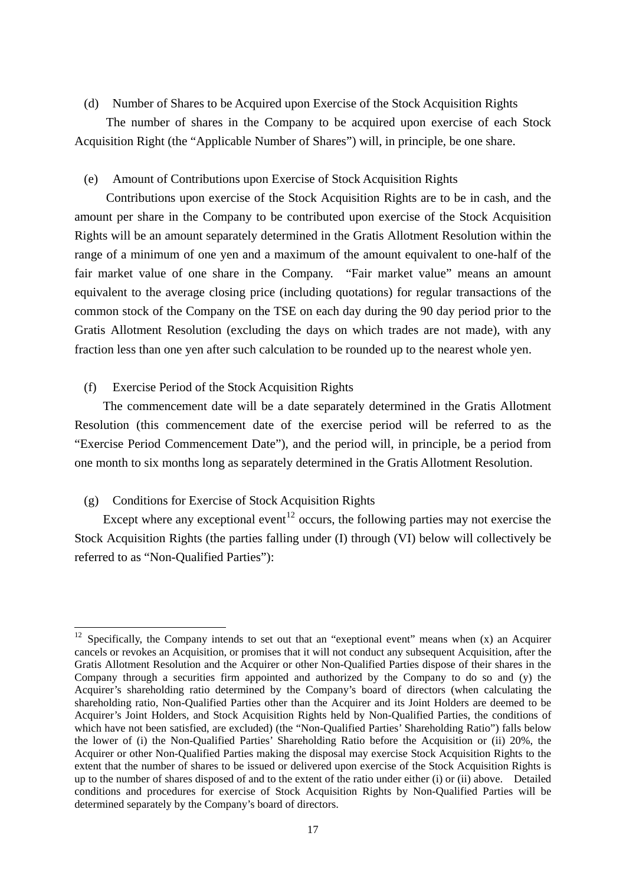(d) Number of Shares to be Acquired upon Exercise of the Stock Acquisition Rights

The number of shares in the Company to be acquired upon exercise of each Stock Acquisition Right (the "Applicable Number of Shares") will, in principle, be one share.

(e) Amount of Contributions upon Exercise of Stock Acquisition Rights

Contributions upon exercise of the Stock Acquisition Rights are to be in cash, and the amount per share in the Company to be contributed upon exercise of the Stock Acquisition Rights will be an amount separately determined in the Gratis Allotment Resolution within the range of a minimum of one yen and a maximum of the amount equivalent to one-half of the fair market value of one share in the Company. "Fair market value" means an amount equivalent to the average closing price (including quotations) for regular transactions of the common stock of the Company on the TSE on each day during the 90 day period prior to the Gratis Allotment Resolution (excluding the days on which trades are not made), with any fraction less than one yen after such calculation to be rounded up to the nearest whole yen.

(f) Exercise Period of the Stock Acquisition Rights

The commencement date will be a date separately determined in the Gratis Allotment Resolution (this commencement date of the exercise period will be referred to as the "Exercise Period Commencement Date"), and the period will, in principle, be a period from one month to six months long as separately determined in the Gratis Allotment Resolution.

(g) Conditions for Exercise of Stock Acquisition Rights

Except where any exceptional event[12] occurs, the following parties may not exercise the Stock Acquisition Rights (the parties falling under (I) through (VI) below will collectively be referred to as "Non-Qualified Parties"):

---

[12] Specifically, the Company intends to set out that an "exeptional event" means when (x) an Acquirer cancels or revokes an Acquisition, or promises that it will not conduct any subsequent Acquisition, after the Gratis Allotment Resolution and the Acquirer or other Non-Qualified Parties dispose of their shares in the Company through a securities firm appointed and authorized by the Company to do so and (y) the Acquirer's shareholding ratio determined by the Company's board of directors (when calculating the shareholding ratio, Non-Qualified Parties other than the Acquirer and its Joint Holders are deemed to be Acquirer's Joint Holders, and Stock Acquisition Rights held by Non-Qualified Parties, the conditions of which have not been satisfied, are excluded) (the "Non-Qualified Parties' Shareholding Ratio") falls below the lower of (i) the Non-Qualified Parties' Shareholding Ratio before the Acquisition or (ii) 20%, the Acquirer or other Non-Qualified Parties making the disposal may exercise Stock Acquisition Rights to the extent that the number of shares to be issued or delivered upon exercise of the Stock Acquisition Rights is up to the number of shares disposed of and to the extent of the ratio under either (i) or (ii) above. Detailed conditions and procedures for exercise of Stock Acquisition Rights by Non-Qualified Parties will be determined separately by the Company's board of directors.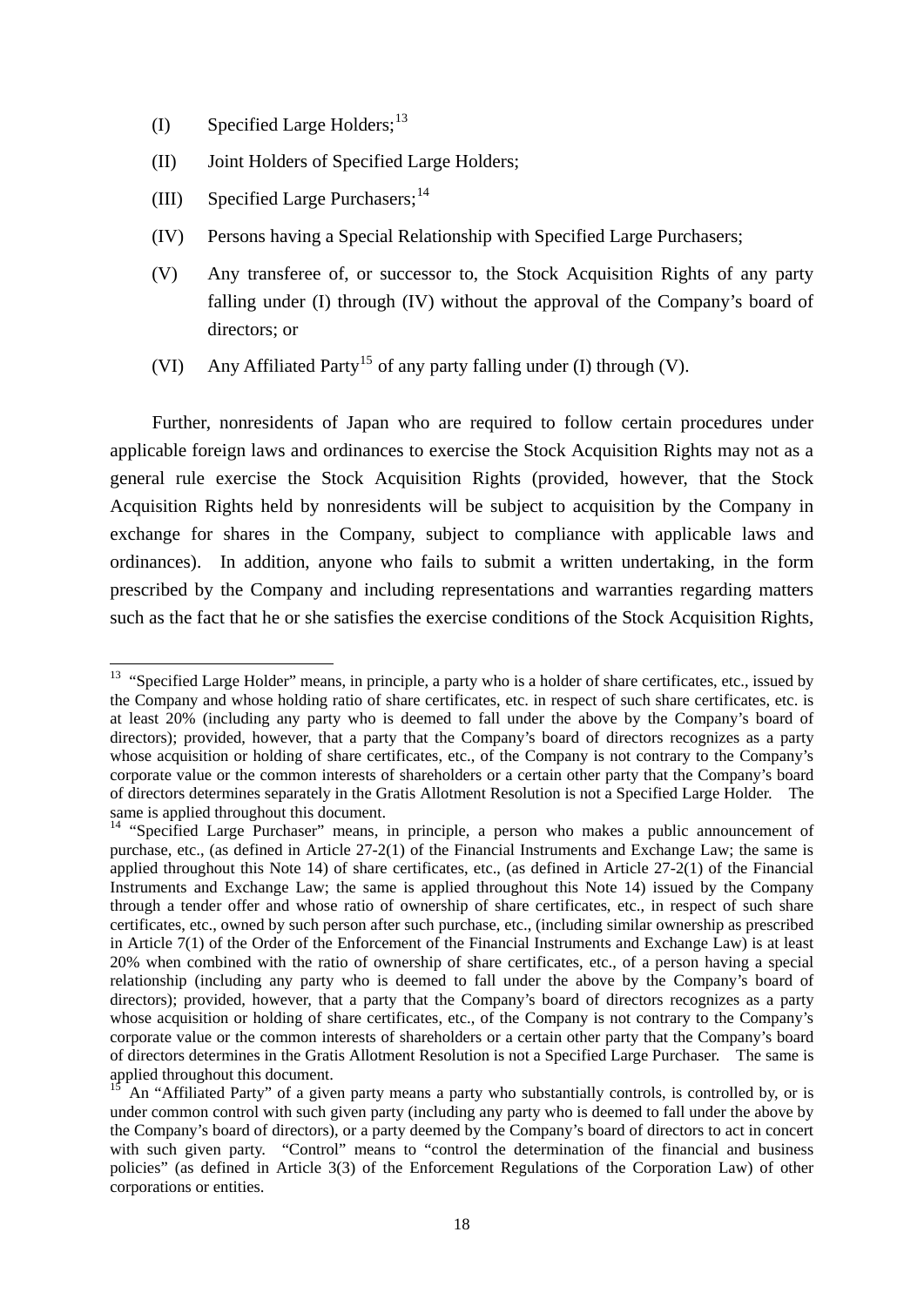(I) Specified Large Holders;[13]

(II) Joint Holders of Specified Large Holders;

(III) Specified Large Purchasers;[14]

(IV) Persons having a Special Relationship with Specified Large Purchasers;

(V) Any transferee of, or successor to, the Stock Acquisition Rights of any party falling under (I) through (IV) without the approval of the Company's board of directors; or

(VI) Any Affiliated Party[15] of any party falling under (I) through (V).

Further, nonresidents of Japan who are required to follow certain procedures under applicable foreign laws and ordinances to exercise the Stock Acquisition Rights may not as a general rule exercise the Stock Acquisition Rights (provided, however, that the Stock Acquisition Rights held by nonresidents will be subject to acquisition by the Company in exchange for shares in the Company, subject to compliance with applicable laws and ordinances). In addition, anyone who fails to submit a written undertaking, in the form prescribed by the Company and including representations and warranties regarding matters such as the fact that he or she satisfies the exercise conditions of the Stock Acquisition Rights,

---

[13] "Specified Large Holder" means, in principle, a party who is a holder of share certificates, etc., issued by the Company and whose holding ratio of share certificates, etc. in respect of such share certificates, etc. is at least 20% (including any party who is deemed to fall under the above by the Company's board of directors); provided, however, that a party that the Company's board of directors recognizes as a party whose acquisition or holding of share certificates, etc., of the Company is not contrary to the Company's corporate value or the common interests of shareholders or a certain other party that the Company's board of directors determines separately in the Gratis Allotment Resolution is not a Specified Large Holder. The same is applied throughout this document.

[14] "Specified Large Purchaser" means, in principle, a person who makes a public announcement of purchase, etc., (as defined in Article 27-2(1) of the Financial Instruments and Exchange Law; the same is applied throughout this Note 14) of share certificates, etc., (as defined in Article 27-2(1) of the Financial Instruments and Exchange Law; the same is applied throughout this Note 14) issued by the Company through a tender offer and whose ratio of ownership of share certificates, etc., in respect of such share certificates, etc., owned by such person after such purchase, etc., (including similar ownership as prescribed in Article 7(1) of the Order of the Enforcement of the Financial Instruments and Exchange Law) is at least 20% when combined with the ratio of ownership of share certificates, etc., of a person having a special relationship (including any party who is deemed to fall under the above by the Company's board of directors); provided, however, that a party that the Company's board of directors recognizes as a party whose acquisition or holding of share certificates, etc., of the Company is not contrary to the Company's corporate value or the common interests of shareholders or a certain other party that the Company's board of directors determines in the Gratis Allotment Resolution is not a Specified Large Purchaser. The same is applied throughout this document.

[15] An "Affiliated Party" of a given party means a party who substantially controls, is controlled by, or is under common control with such given party (including any party who is deemed to fall under the above by the Company's board of directors), or a party deemed by the Company's board of directors to act in concert with such given party. "Control" means to "control the determination of the financial and business policies" (as defined in Article 3(3) of the Enforcement Regulations of the Corporation Law) of other corporations or entities.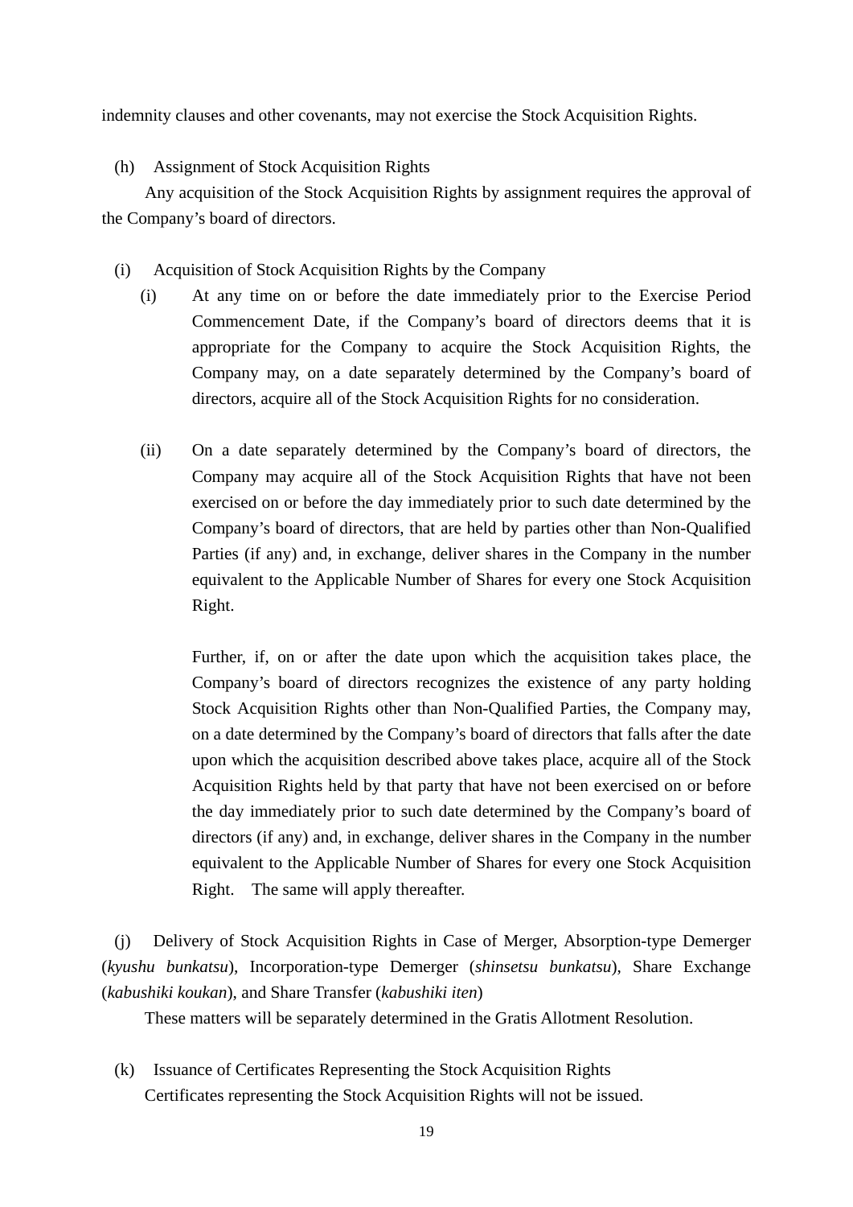indemnity clauses and other covenants, may not exercise the Stock Acquisition Rights.

(h) Assignment of Stock Acquisition Rights

Any acquisition of the Stock Acquisition Rights by assignment requires the approval of the Company's board of directors.

(i) Acquisition of Stock Acquisition Rights by the Company

(i) At any time on or before the date immediately prior to the Exercise Period Commencement Date, if the Company's board of directors deems that it is appropriate for the Company to acquire the Stock Acquisition Rights, the Company may, on a date separately determined by the Company's board of directors, acquire all of the Stock Acquisition Rights for no consideration.

(ii) On a date separately determined by the Company's board of directors, the Company may acquire all of the Stock Acquisition Rights that have not been exercised on or before the day immediately prior to such date determined by the Company's board of directors, that are held by parties other than Non-Qualified Parties (if any) and, in exchange, deliver shares in the Company in the number equivalent to the Applicable Number of Shares for every one Stock Acquisition Right.

Further, if, on or after the date upon which the acquisition takes place, the Company's board of directors recognizes the existence of any party holding Stock Acquisition Rights other than Non-Qualified Parties, the Company may, on a date determined by the Company's board of directors that falls after the date upon which the acquisition described above takes place, acquire all of the Stock Acquisition Rights held by that party that have not been exercised on or before the day immediately prior to such date determined by the Company's board of directors (if any) and, in exchange, deliver shares in the Company in the number equivalent to the Applicable Number of Shares for every one Stock Acquisition Right. The same will apply thereafter.

(j) Delivery of Stock Acquisition Rights in Case of Merger, Absorption-type Demerger (*kyushu bunkatsu*), Incorporation-type Demerger (*shinsetsu bunkatsu*), Share Exchange (*kabushiki koukan*), and Share Transfer (*kabushiki iten*)

These matters will be separately determined in the Gratis Allotment Resolution.

(k) Issuance of Certificates Representing the Stock Acquisition Rights

Certificates representing the Stock Acquisition Rights will not be issued.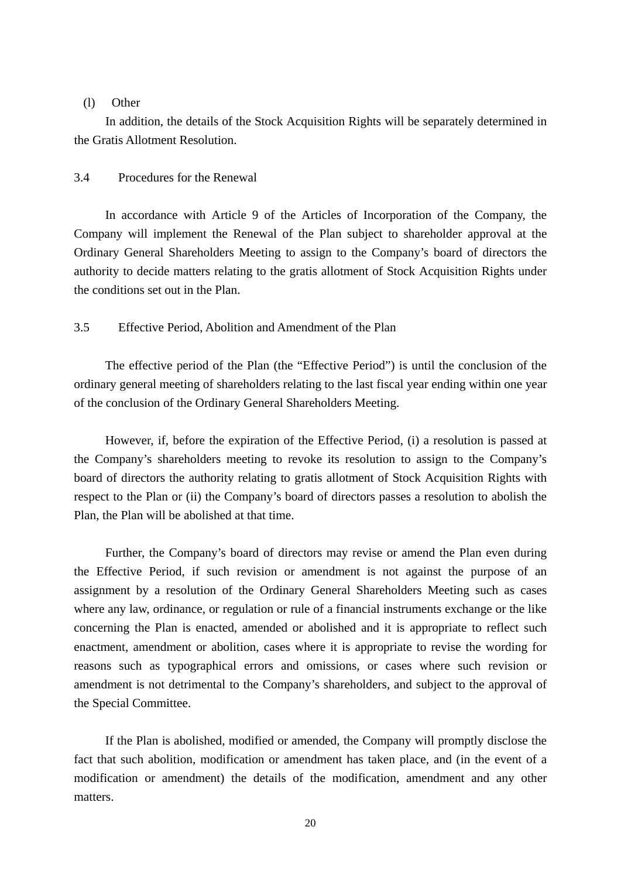(l) Other

In addition, the details of the Stock Acquisition Rights will be separately determined in the Gratis Allotment Resolution.

### 3.4 Procedures for the Renewal

In accordance with Article 9 of the Articles of Incorporation of the Company, the Company will implement the Renewal of the Plan subject to shareholder approval at the Ordinary General Shareholders Meeting to assign to the Company’s board of directors the authority to decide matters relating to the gratis allotment of Stock Acquisition Rights under the conditions set out in the Plan.

### 3.5 Effective Period, Abolition and Amendment of the Plan

The effective period of the Plan (the “Effective Period”) is until the conclusion of the ordinary general meeting of shareholders relating to the last fiscal year ending within one year of the conclusion of the Ordinary General Shareholders Meeting.

However, if, before the expiration of the Effective Period, (i) a resolution is passed at the Company’s shareholders meeting to revoke its resolution to assign to the Company’s board of directors the authority relating to gratis allotment of Stock Acquisition Rights with respect to the Plan or (ii) the Company’s board of directors passes a resolution to abolish the Plan, the Plan will be abolished at that time.

Further, the Company’s board of directors may revise or amend the Plan even during the Effective Period, if such revision or amendment is not against the purpose of an assignment by a resolution of the Ordinary General Shareholders Meeting such as cases where any law, ordinance, or regulation or rule of a financial instruments exchange or the like concerning the Plan is enacted, amended or abolished and it is appropriate to reflect such enactment, amendment or abolition, cases where it is appropriate to revise the wording for reasons such as typographical errors and omissions, or cases where such revision or amendment is not detrimental to the Company’s shareholders, and subject to the approval of the Special Committee.

If the Plan is abolished, modified or amended, the Company will promptly disclose the fact that such abolition, modification or amendment has taken place, and (in the event of a modification or amendment) the details of the modification, amendment and any other matters.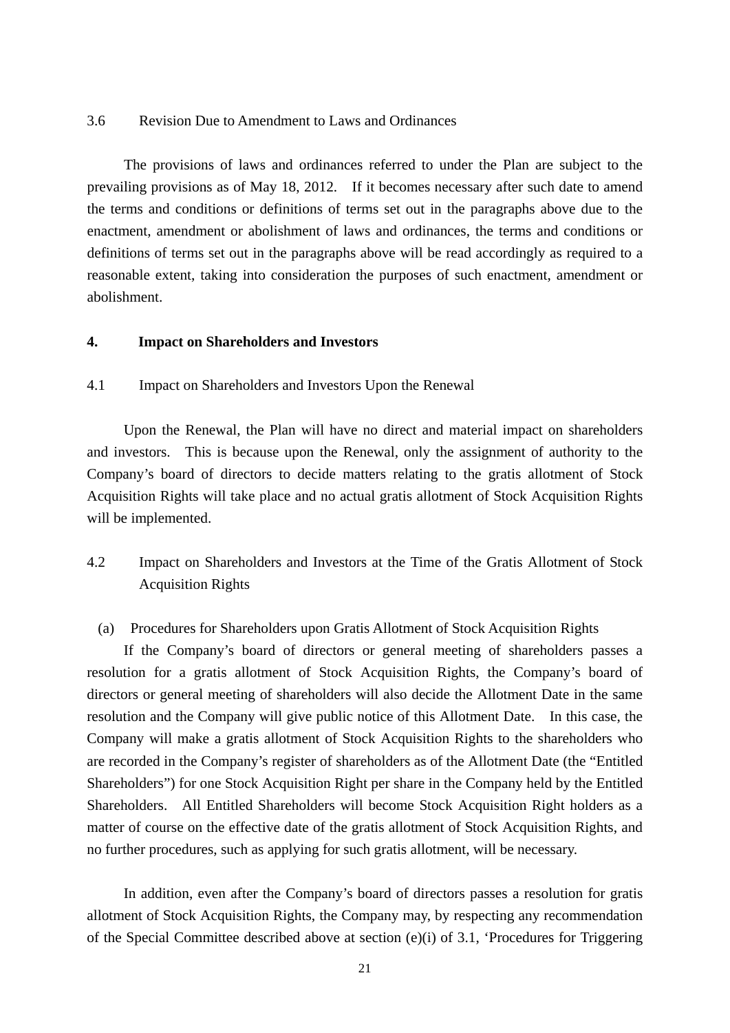3.6 Revision Due to Amendment to Laws and Ordinances

The provisions of laws and ordinances referred to under the Plan are subject to the prevailing provisions as of May 18, 2012. If it becomes necessary after such date to amend the terms and conditions or definitions of terms set out in the paragraphs above due to the enactment, amendment or abolishment of laws and ordinances, the terms and conditions or definitions of terms set out in the paragraphs above will be read accordingly as required to a reasonable extent, taking into consideration the purposes of such enactment, amendment or abolishment.

## 4. Impact on Shareholders and Investors

4.1 Impact on Shareholders and Investors Upon the Renewal

Upon the Renewal, the Plan will have no direct and material impact on shareholders and investors. This is because upon the Renewal, only the assignment of authority to the Company's board of directors to decide matters relating to the gratis allotment of Stock Acquisition Rights will take place and no actual gratis allotment of Stock Acquisition Rights will be implemented.

4.2 Impact on Shareholders and Investors at the Time of the Gratis Allotment of Stock Acquisition Rights

(a) Procedures for Shareholders upon Gratis Allotment of Stock Acquisition Rights

If the Company's board of directors or general meeting of shareholders passes a resolution for a gratis allotment of Stock Acquisition Rights, the Company's board of directors or general meeting of shareholders will also decide the Allotment Date in the same resolution and the Company will give public notice of this Allotment Date. In this case, the Company will make a gratis allotment of Stock Acquisition Rights to the shareholders who are recorded in the Company's register of shareholders as of the Allotment Date (the "Entitled Shareholders") for one Stock Acquisition Right per share in the Company held by the Entitled Shareholders. All Entitled Shareholders will become Stock Acquisition Right holders as a matter of course on the effective date of the gratis allotment of Stock Acquisition Rights, and no further procedures, such as applying for such gratis allotment, will be necessary.

In addition, even after the Company's board of directors passes a resolution for gratis allotment of Stock Acquisition Rights, the Company may, by respecting any recommendation of the Special Committee described above at section (e)(i) of 3.1, 'Procedures for Triggering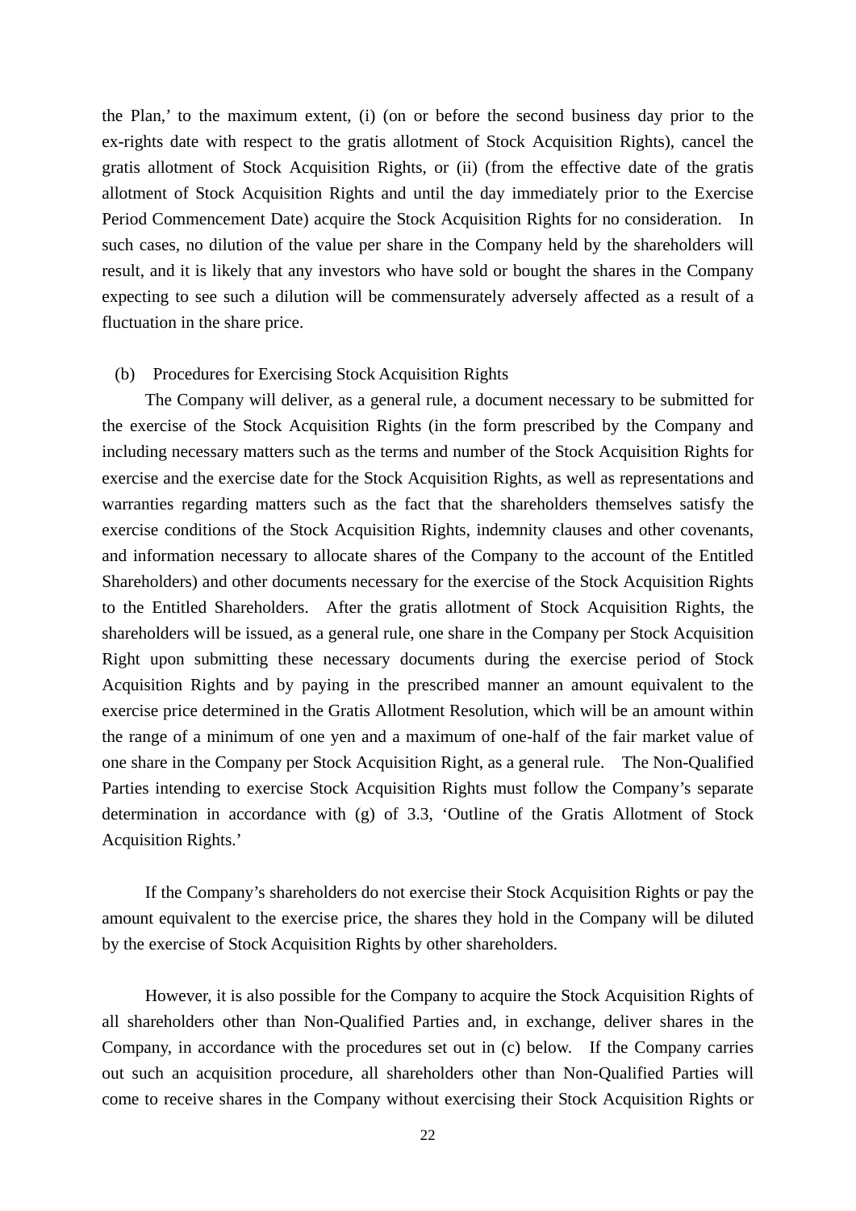the Plan,' to the maximum extent, (i) (on or before the second business day prior to the ex-rights date with respect to the gratis allotment of Stock Acquisition Rights), cancel the gratis allotment of Stock Acquisition Rights, or (ii) (from the effective date of the gratis allotment of Stock Acquisition Rights and until the day immediately prior to the Exercise Period Commencement Date) acquire the Stock Acquisition Rights for no consideration. In such cases, no dilution of the value per share in the Company held by the shareholders will result, and it is likely that any investors who have sold or bought the shares in the Company expecting to see such a dilution will be commensurately adversely affected as a result of a fluctuation in the share price.

(b) Procedures for Exercising Stock Acquisition Rights

The Company will deliver, as a general rule, a document necessary to be submitted for the exercise of the Stock Acquisition Rights (in the form prescribed by the Company and including necessary matters such as the terms and number of the Stock Acquisition Rights for exercise and the exercise date for the Stock Acquisition Rights, as well as representations and warranties regarding matters such as the fact that the shareholders themselves satisfy the exercise conditions of the Stock Acquisition Rights, indemnity clauses and other covenants, and information necessary to allocate shares of the Company to the account of the Entitled Shareholders) and other documents necessary for the exercise of the Stock Acquisition Rights to the Entitled Shareholders. After the gratis allotment of Stock Acquisition Rights, the shareholders will be issued, as a general rule, one share in the Company per Stock Acquisition Right upon submitting these necessary documents during the exercise period of Stock Acquisition Rights and by paying in the prescribed manner an amount equivalent to the exercise price determined in the Gratis Allotment Resolution, which will be an amount within the range of a minimum of one yen and a maximum of one-half of the fair market value of one share in the Company per Stock Acquisition Right, as a general rule. The Non-Qualified Parties intending to exercise Stock Acquisition Rights must follow the Company's separate determination in accordance with (g) of 3.3, 'Outline of the Gratis Allotment of Stock Acquisition Rights.'

If the Company's shareholders do not exercise their Stock Acquisition Rights or pay the amount equivalent to the exercise price, the shares they hold in the Company will be diluted by the exercise of Stock Acquisition Rights by other shareholders.

However, it is also possible for the Company to acquire the Stock Acquisition Rights of all shareholders other than Non-Qualified Parties and, in exchange, deliver shares in the Company, in accordance with the procedures set out in (c) below. If the Company carries out such an acquisition procedure, all shareholders other than Non-Qualified Parties will come to receive shares in the Company without exercising their Stock Acquisition Rights or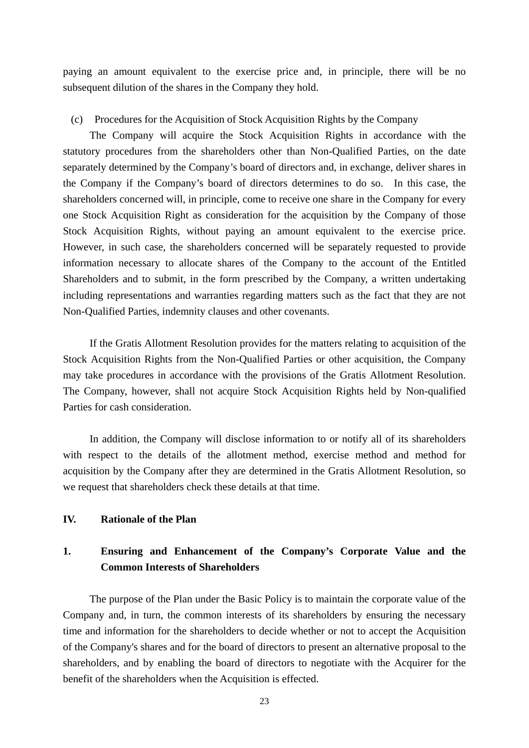paying an amount equivalent to the exercise price and, in principle, there will be no subsequent dilution of the shares in the Company they hold.

(c) Procedures for the Acquisition of Stock Acquisition Rights by the Company

The Company will acquire the Stock Acquisition Rights in accordance with the statutory procedures from the shareholders other than Non-Qualified Parties, on the date separately determined by the Company's board of directors and, in exchange, deliver shares in the Company if the Company's board of directors determines to do so. In this case, the shareholders concerned will, in principle, come to receive one share in the Company for every one Stock Acquisition Right as consideration for the acquisition by the Company of those Stock Acquisition Rights, without paying an amount equivalent to the exercise price. However, in such case, the shareholders concerned will be separately requested to provide information necessary to allocate shares of the Company to the account of the Entitled Shareholders and to submit, in the form prescribed by the Company, a written undertaking including representations and warranties regarding matters such as the fact that they are not Non-Qualified Parties, indemnity clauses and other covenants.

If the Gratis Allotment Resolution provides for the matters relating to acquisition of the Stock Acquisition Rights from the Non-Qualified Parties or other acquisition, the Company may take procedures in accordance with the provisions of the Gratis Allotment Resolution. The Company, however, shall not acquire Stock Acquisition Rights held by Non-qualified Parties for cash consideration.

In addition, the Company will disclose information to or notify all of its shareholders with respect to the details of the allotment method, exercise method and method for acquisition by the Company after they are determined in the Gratis Allotment Resolution, so we request that shareholders check these details at that time.

## IV. Rationale of the Plan

### 1. Ensuring and Enhancement of the Company's Corporate Value and the Common Interests of Shareholders

The purpose of the Plan under the Basic Policy is to maintain the corporate value of the Company and, in turn, the common interests of its shareholders by ensuring the necessary time and information for the shareholders to decide whether or not to accept the Acquisition of the Company's shares and for the board of directors to present an alternative proposal to the shareholders, and by enabling the board of directors to negotiate with the Acquirer for the benefit of the shareholders when the Acquisition is effected.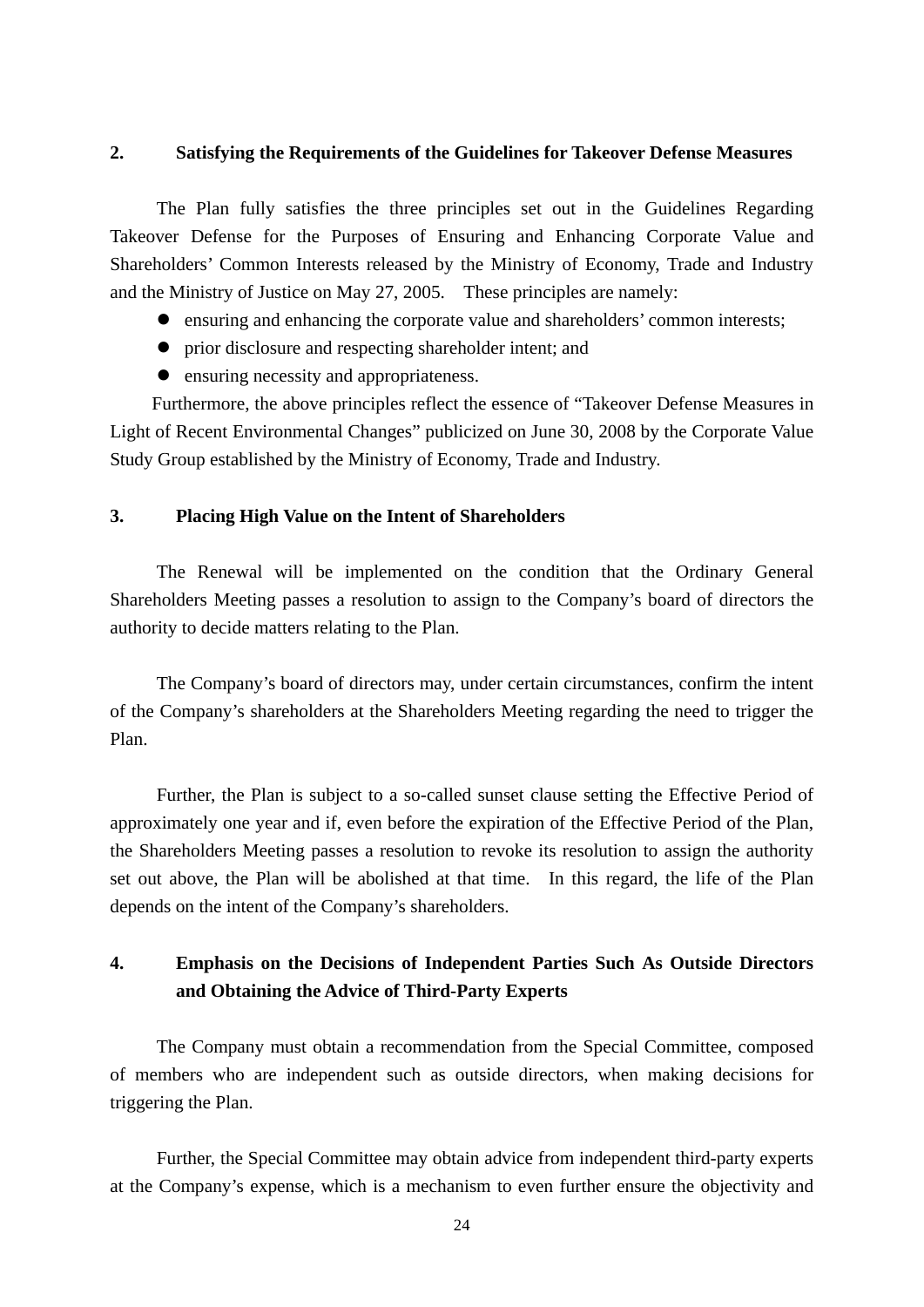## 2. Satisfying the Requirements of the Guidelines for Takeover Defense Measures

The Plan fully satisfies the three principles set out in the Guidelines Regarding Takeover Defense for the Purposes of Ensuring and Enhancing Corporate Value and Shareholders' Common Interests released by the Ministry of Economy, Trade and Industry and the Ministry of Justice on May 27, 2005. These principles are namely:

- ensuring and enhancing the corporate value and shareholders' common interests;
- prior disclosure and respecting shareholder intent; and
- ensuring necessity and appropriateness.

Furthermore, the above principles reflect the essence of "Takeover Defense Measures in Light of Recent Environmental Changes" publicized on June 30, 2008 by the Corporate Value Study Group established by the Ministry of Economy, Trade and Industry.

## 3. Placing High Value on the Intent of Shareholders

The Renewal will be implemented on the condition that the Ordinary General Shareholders Meeting passes a resolution to assign to the Company's board of directors the authority to decide matters relating to the Plan.

The Company's board of directors may, under certain circumstances, confirm the intent of the Company's shareholders at the Shareholders Meeting regarding the need to trigger the Plan.

Further, the Plan is subject to a so-called sunset clause setting the Effective Period of approximately one year and if, even before the expiration of the Effective Period of the Plan, the Shareholders Meeting passes a resolution to revoke its resolution to assign the authority set out above, the Plan will be abolished at that time. In this regard, the life of the Plan depends on the intent of the Company's shareholders.

## 4. Emphasis on the Decisions of Independent Parties Such As Outside Directors and Obtaining the Advice of Third-Party Experts

The Company must obtain a recommendation from the Special Committee, composed of members who are independent such as outside directors, when making decisions for triggering the Plan.

Further, the Special Committee may obtain advice from independent third-party experts at the Company's expense, which is a mechanism to even further ensure the objectivity and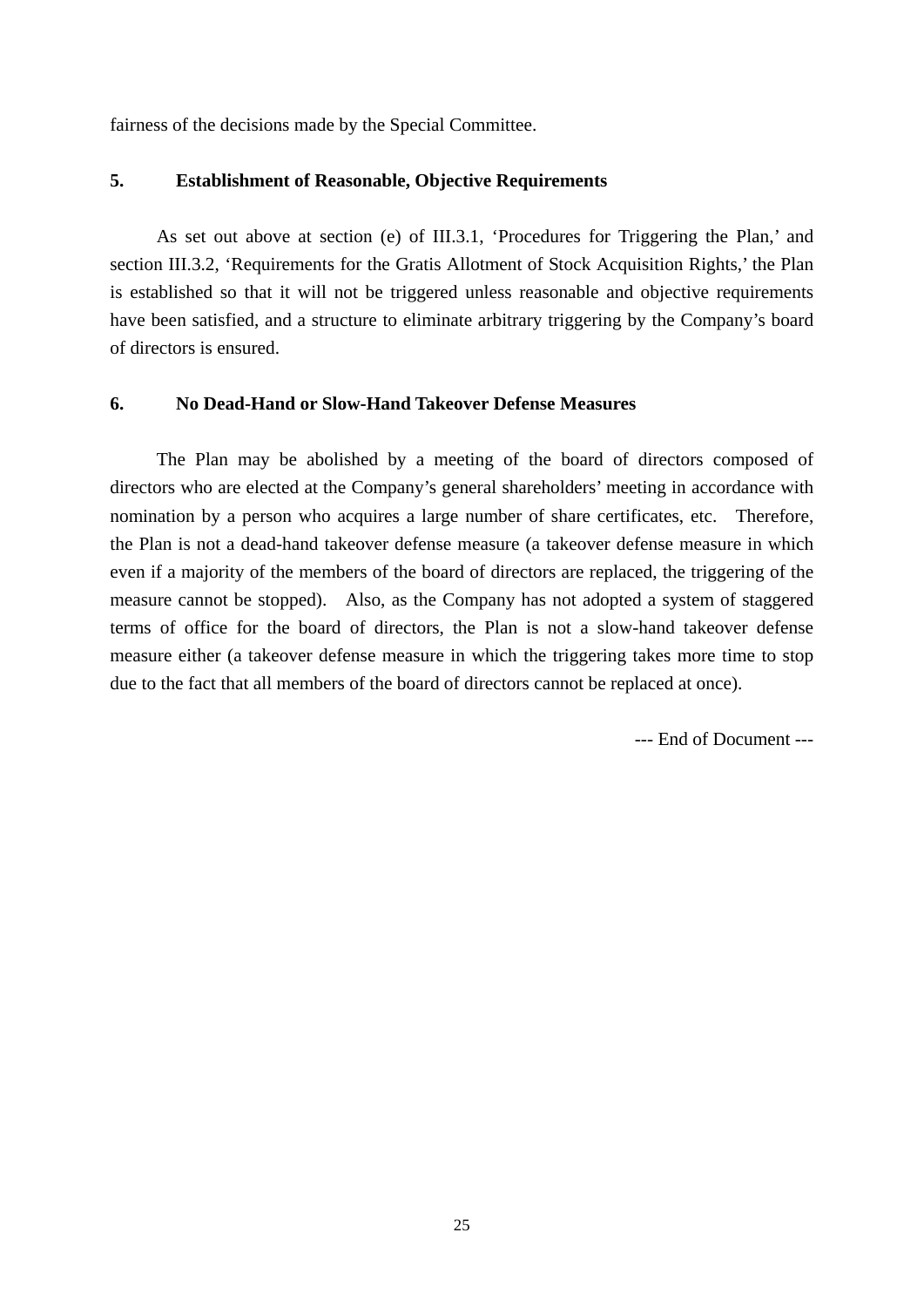fairness of the decisions made by the Special Committee.

### 5. Establishment of Reasonable, Objective Requirements

As set out above at section (e) of III.3.1, 'Procedures for Triggering the Plan,' and section III.3.2, 'Requirements for the Gratis Allotment of Stock Acquisition Rights,' the Plan is established so that it will not be triggered unless reasonable and objective requirements have been satisfied, and a structure to eliminate arbitrary triggering by the Company's board of directors is ensured.

### 6. No Dead-Hand or Slow-Hand Takeover Defense Measures

The Plan may be abolished by a meeting of the board of directors composed of directors who are elected at the Company's general shareholders' meeting in accordance with nomination by a person who acquires a large number of share certificates, etc. Therefore, the Plan is not a dead-hand takeover defense measure (a takeover defense measure in which even if a majority of the members of the board of directors are replaced, the triggering of the measure cannot be stopped). Also, as the Company has not adopted a system of staggered terms of office for the board of directors, the Plan is not a slow-hand takeover defense measure either (a takeover defense measure in which the triggering takes more time to stop due to the fact that all members of the board of directors cannot be replaced at once).

--- End of Document ---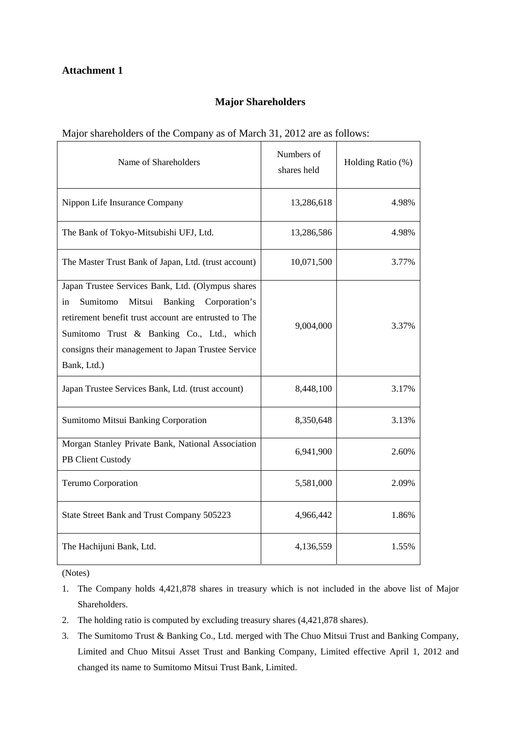**Attachment 1**

## Major Shareholders

Major shareholders of the Company as of March 31, 2012 are as follows:

| Name of Shareholders | Numbers of shares held | Holding Ratio (%) |
|---|---|---|
| Nippon Life Insurance Company | 13,286,618 | 4.98% |
| The Bank of Tokyo-Mitsubishi UFJ, Ltd. | 13,286,586 | 4.98% |
| The Master Trust Bank of Japan, Ltd. (trust account) | 10,071,500 | 3.77% |
| Japan Trustee Services Bank, Ltd. (Olympus shares in Sumitomo Mitsui Banking Corporation's retirement benefit trust account are entrusted to The Sumitomo Trust & Banking Co., Ltd., which consigns their management to Japan Trustee Service Bank, Ltd.) | 9,004,000 | 3.37% |
| Japan Trustee Services Bank, Ltd. (trust account) | 8,448,100 | 3.17% |
| Sumitomo Mitsui Banking Corporation | 8,350,648 | 3.13% |
| Morgan Stanley Private Bank, National Association PB Client Custody | 6,941,900 | 2.60% |
| Terumo Corporation | 5,581,000 | 2.09% |
| State Street Bank and Trust Company 505223 | 4,966,442 | 1.86% |
| The Hachijuni Bank, Ltd. | 4,136,559 | 1.55% |

(Notes)

1. The Company holds 4,421,878 shares in treasury which is not included in the above list of Major Shareholders.
2. The holding ratio is computed by excluding treasury shares (4,421,878 shares).
3. The Sumitomo Trust & Banking Co., Ltd. merged with The Chuo Mitsui Trust and Banking Company, Limited and Chuo Mitsui Asset Trust and Banking Company, Limited effective April 1, 2012 and changed its name to Sumitomo Mitsui Trust Bank, Limited.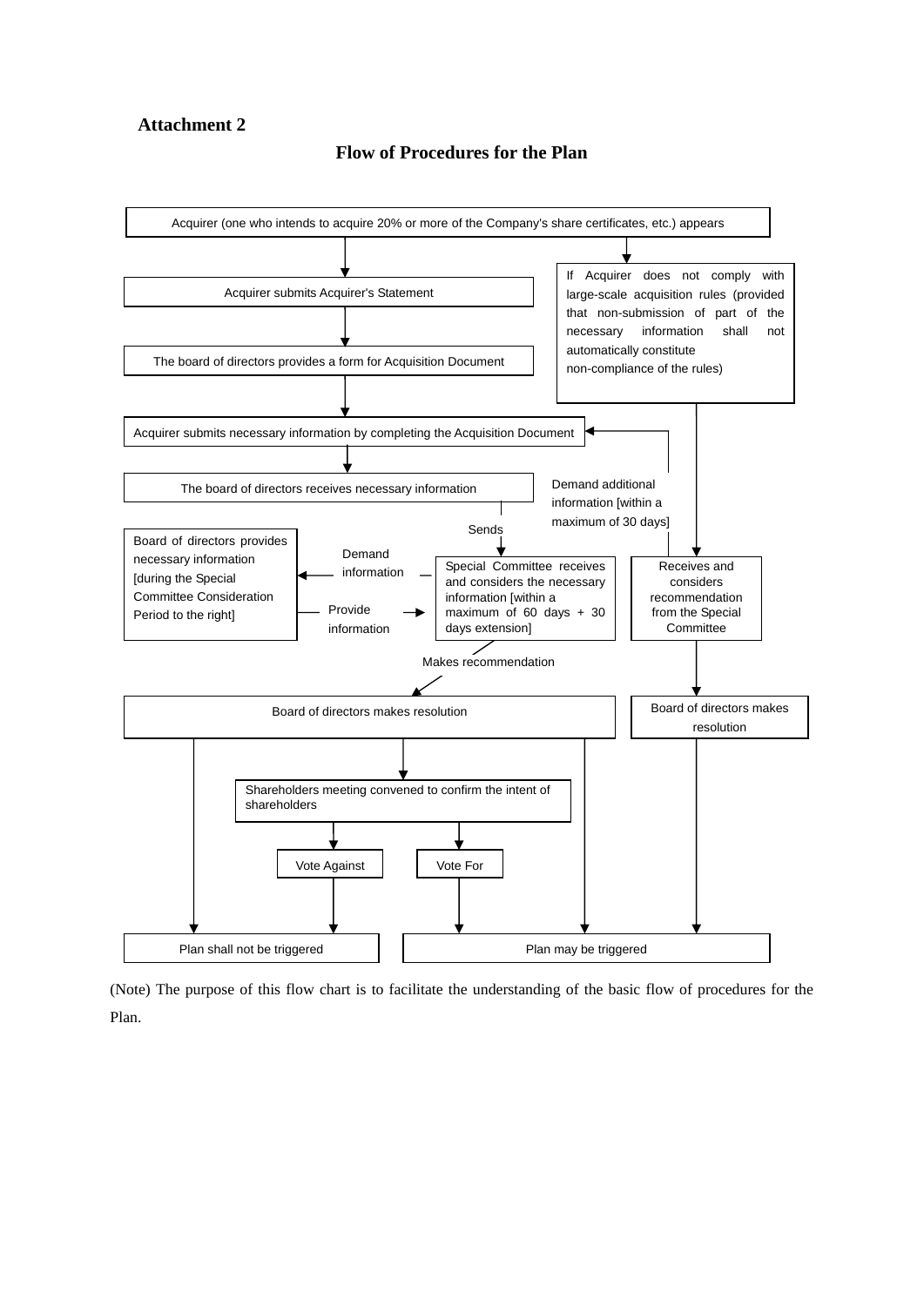**Attachment 2**

## Flow of Procedures for the Plan

Acquirer (one who intends to acquire 20% or more of the Company's share certificates, etc.) appears

Acquirer submits Acquirer's Statement

The board of directors provides a form for Acquisition Document

Acquirer submits necessary information by completing the Acquisition Document

The board of directors receives necessary information

Demand additional information [within a maximum of 30 days]

If Acquirer does not comply with large-scale acquisition rules (provided that non-submission of part of the necessary information shall not automatically constitute non-compliance of the rules)

Sends

Board of directors provides necessary information [during the Special Committee Consideration Period to the right]

Demand information

Provide information

Special Committee receives and considers the necessary information [within a maximum of 60 days + 30 days extension]

Receives and considers recommendation from the Special Committee

Makes recommendation

Board of directors makes resolution

Board of directors makes resolution

Shareholders meeting convened to confirm the intent of shareholders

Vote Against

Vote For

Plan shall not be triggered

Plan may be triggered

(Note) The purpose of this flow chart is to facilitate the understanding of the basic flow of procedures for the Plan.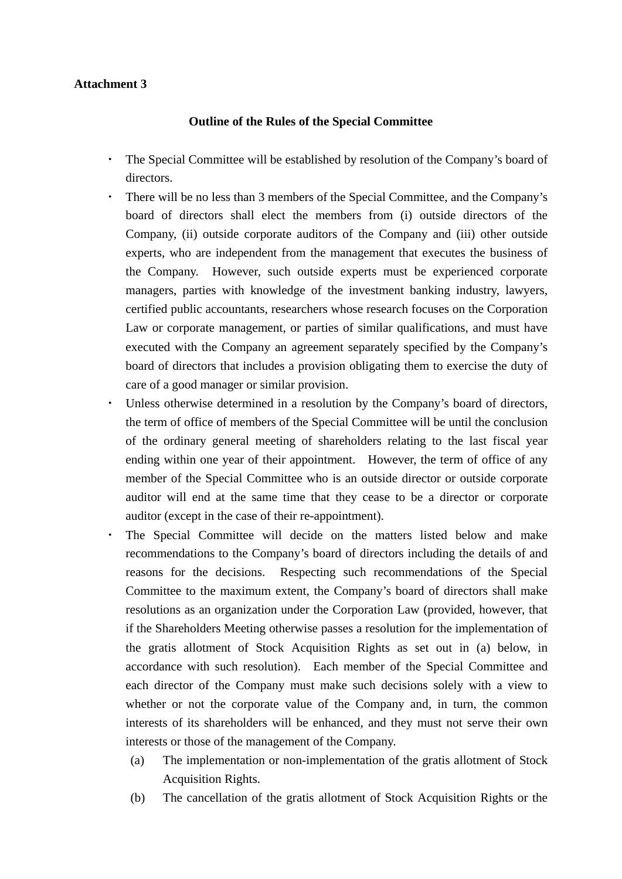**Attachment 3**

**Outline of the Rules of the Special Committee**

- The Special Committee will be established by resolution of the Company's board of directors.
- There will be no less than 3 members of the Special Committee, and the Company's board of directors shall elect the members from (i) outside directors of the Company, (ii) outside corporate auditors of the Company and (iii) other outside experts, who are independent from the management that executes the business of the Company. However, such outside experts must be experienced corporate managers, parties with knowledge of the investment banking industry, lawyers, certified public accountants, researchers whose research focuses on the Corporation Law or corporate management, or parties of similar qualifications, and must have executed with the Company an agreement separately specified by the Company's board of directors that includes a provision obligating them to exercise the duty of care of a good manager or similar provision.
- Unless otherwise determined in a resolution by the Company's board of directors, the term of office of members of the Special Committee will be until the conclusion of the ordinary general meeting of shareholders relating to the last fiscal year ending within one year of their appointment. However, the term of office of any member of the Special Committee who is an outside director or outside corporate auditor will end at the same time that they cease to be a director or corporate auditor (except in the case of their re-appointment).
- The Special Committee will decide on the matters listed below and make recommendations to the Company's board of directors including the details of and reasons for the decisions. Respecting such recommendations of the Special Committee to the maximum extent, the Company's board of directors shall make resolutions as an organization under the Corporation Law (provided, however, that if the Shareholders Meeting otherwise passes a resolution for the implementation of the gratis allotment of Stock Acquisition Rights as set out in (a) below, in accordance with such resolution). Each member of the Special Committee and each director of the Company must make such decisions solely with a view to whether or not the corporate value of the Company and, in turn, the common interests of its shareholders will be enhanced, and they must not serve their own interests or those of the management of the Company.
  - (a) The implementation or non-implementation of the gratis allotment of Stock Acquisition Rights.
  - (b) The cancellation of the gratis allotment of Stock Acquisition Rights or the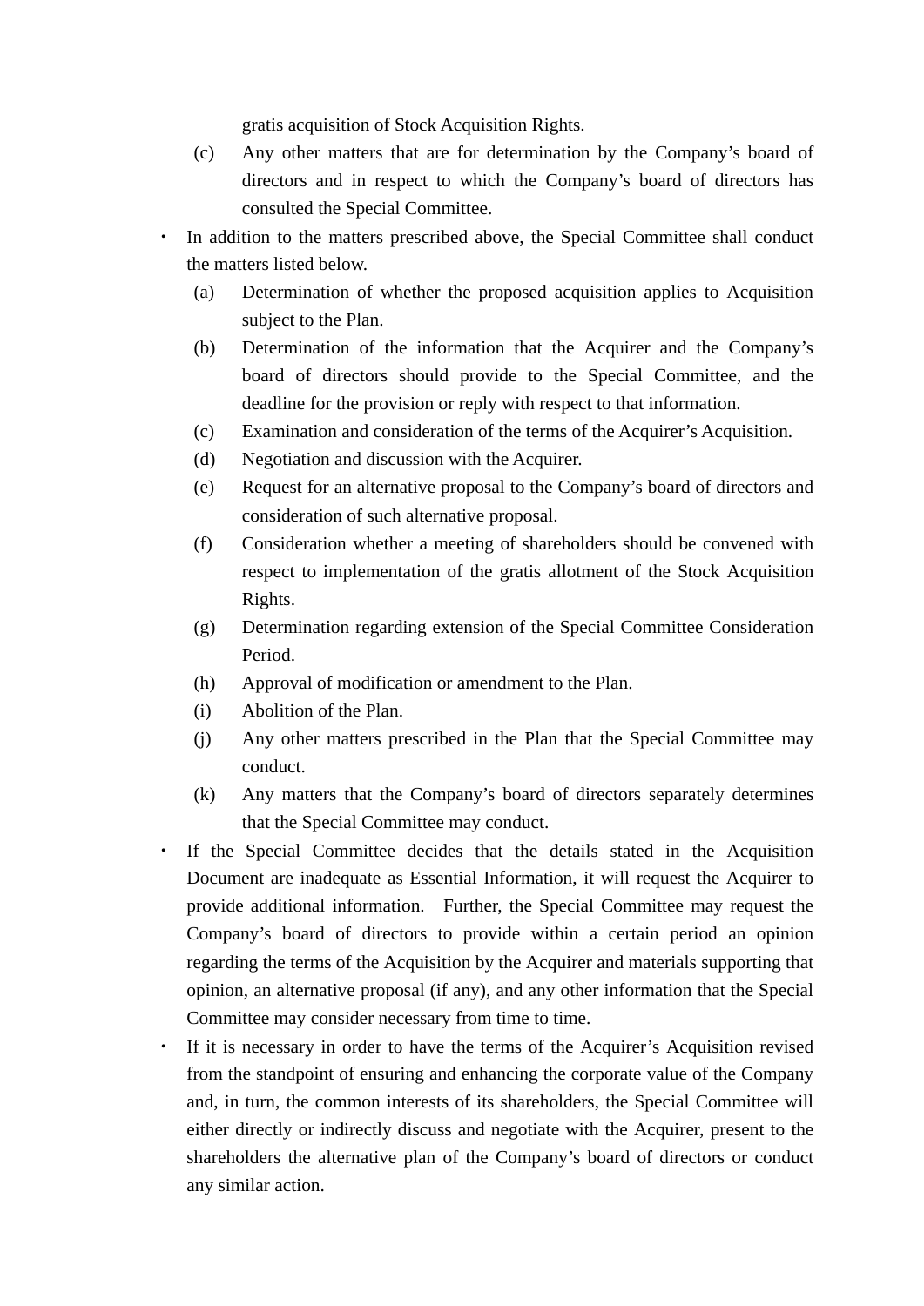gratis acquisition of Stock Acquisition Rights.

(c) Any other matters that are for determination by the Company's board of directors and in respect to which the Company's board of directors has consulted the Special Committee.

- In addition to the matters prescribed above, the Special Committee shall conduct the matters listed below.
  - (a) Determination of whether the proposed acquisition applies to Acquisition subject to the Plan.
  - (b) Determination of the information that the Acquirer and the Company's board of directors should provide to the Special Committee, and the deadline for the provision or reply with respect to that information.
  - (c) Examination and consideration of the terms of the Acquirer's Acquisition.
  - (d) Negotiation and discussion with the Acquirer.
  - (e) Request for an alternative proposal to the Company's board of directors and consideration of such alternative proposal.
  - (f) Consideration whether a meeting of shareholders should be convened with respect to implementation of the gratis allotment of the Stock Acquisition Rights.
  - (g) Determination regarding extension of the Special Committee Consideration Period.
  - (h) Approval of modification or amendment to the Plan.
  - (i) Abolition of the Plan.
  - (j) Any other matters prescribed in the Plan that the Special Committee may conduct.
  - (k) Any matters that the Company's board of directors separately determines that the Special Committee may conduct.
- If the Special Committee decides that the details stated in the Acquisition Document are inadequate as Essential Information, it will request the Acquirer to provide additional information. Further, the Special Committee may request the Company's board of directors to provide within a certain period an opinion regarding the terms of the Acquisition by the Acquirer and materials supporting that opinion, an alternative proposal (if any), and any other information that the Special Committee may consider necessary from time to time.
- If it is necessary in order to have the terms of the Acquirer's Acquisition revised from the standpoint of ensuring and enhancing the corporate value of the Company and, in turn, the common interests of its shareholders, the Special Committee will either directly or indirectly discuss and negotiate with the Acquirer, present to the shareholders the alternative plan of the Company's board of directors or conduct any similar action.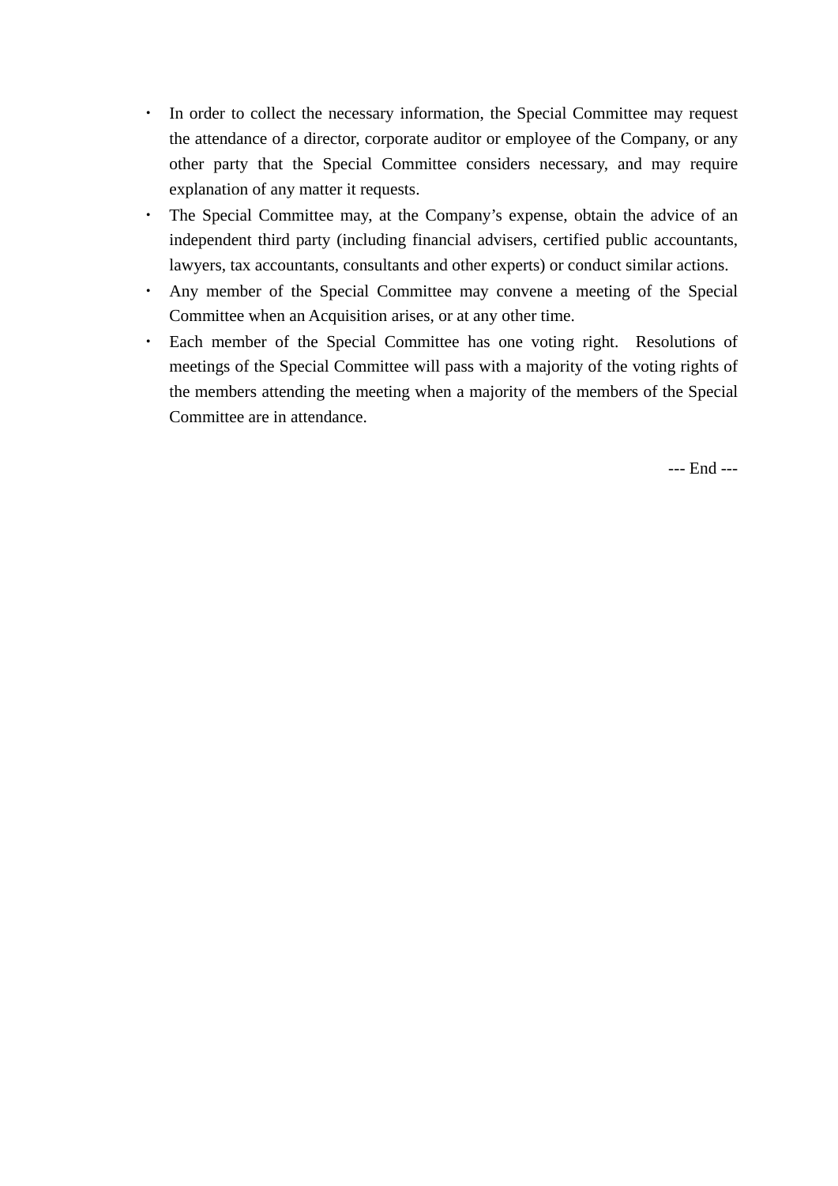- In order to collect the necessary information, the Special Committee may request the attendance of a director, corporate auditor or employee of the Company, or any other party that the Special Committee considers necessary, and may require explanation of any matter it requests.
- The Special Committee may, at the Company's expense, obtain the advice of an independent third party (including financial advisers, certified public accountants, lawyers, tax accountants, consultants and other experts) or conduct similar actions.
- Any member of the Special Committee may convene a meeting of the Special Committee when an Acquisition arises, or at any other time.
- Each member of the Special Committee has one voting right. Resolutions of meetings of the Special Committee will pass with a majority of the voting rights of the members attending the meeting when a majority of the members of the Special Committee are in attendance.

--- End ---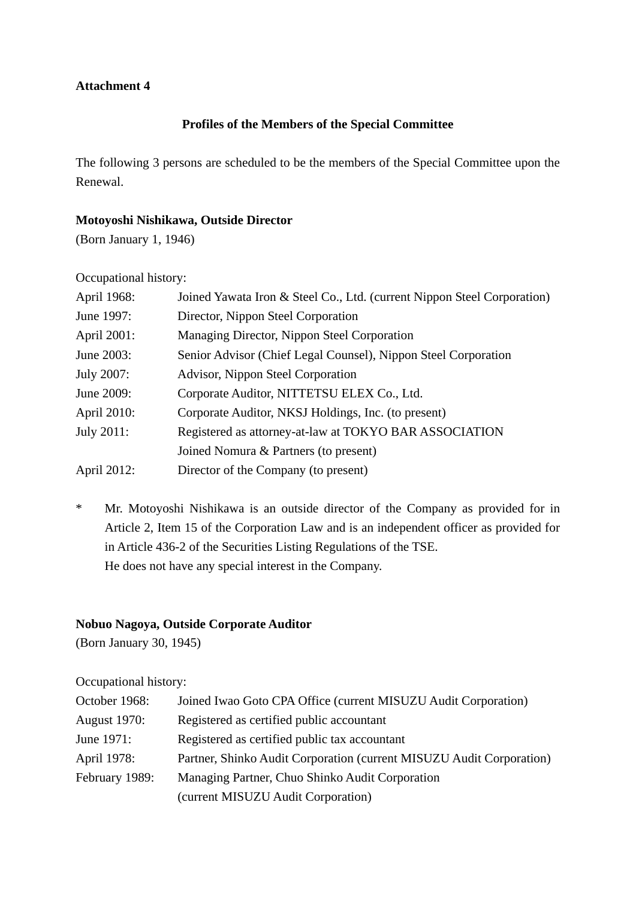**Attachment 4**

**Profiles of the Members of the Special Committee**

The following 3 persons are scheduled to be the members of the Special Committee upon the Renewal.

**Motoyoshi Nishikawa, Outside Director**

(Born January 1, 1946)

Occupational history:

| | |
|---|---|
| April 1968: | Joined Yawata Iron & Steel Co., Ltd. (current Nippon Steel Corporation) |
| June 1997: | Director, Nippon Steel Corporation |
| April 2001: | Managing Director, Nippon Steel Corporation |
| June 2003: | Senior Advisor (Chief Legal Counsel), Nippon Steel Corporation |
| July 2007: | Advisor, Nippon Steel Corporation |
| June 2009: | Corporate Auditor, NITTETSU ELEX Co., Ltd. |
| April 2010: | Corporate Auditor, NKSJ Holdings, Inc. (to present) |
| July 2011: | Registered as attorney-at-law at TOKYO BAR ASSOCIATION<br>Joined Nomura & Partners (to present) |
| April 2012: | Director of the Company (to present) |

\* Mr. Motoyoshi Nishikawa is an outside director of the Company as provided for in Article 2, Item 15 of the Corporation Law and is an independent officer as provided for in Article 436-2 of the Securities Listing Regulations of the TSE.
He does not have any special interest in the Company.

**Nobuo Nagoya, Outside Corporate Auditor**

(Born January 30, 1945)

Occupational history:

| | |
|---|---|
| October 1968: | Joined Iwao Goto CPA Office (current MISUZU Audit Corporation) |
| August 1970: | Registered as certified public accountant |
| June 1971: | Registered as certified public tax accountant |
| April 1978: | Partner, Shinko Audit Corporation (current MISUZU Audit Corporation) |
| February 1989: | Managing Partner, Chuo Shinko Audit Corporation<br>(current MISUZU Audit Corporation) |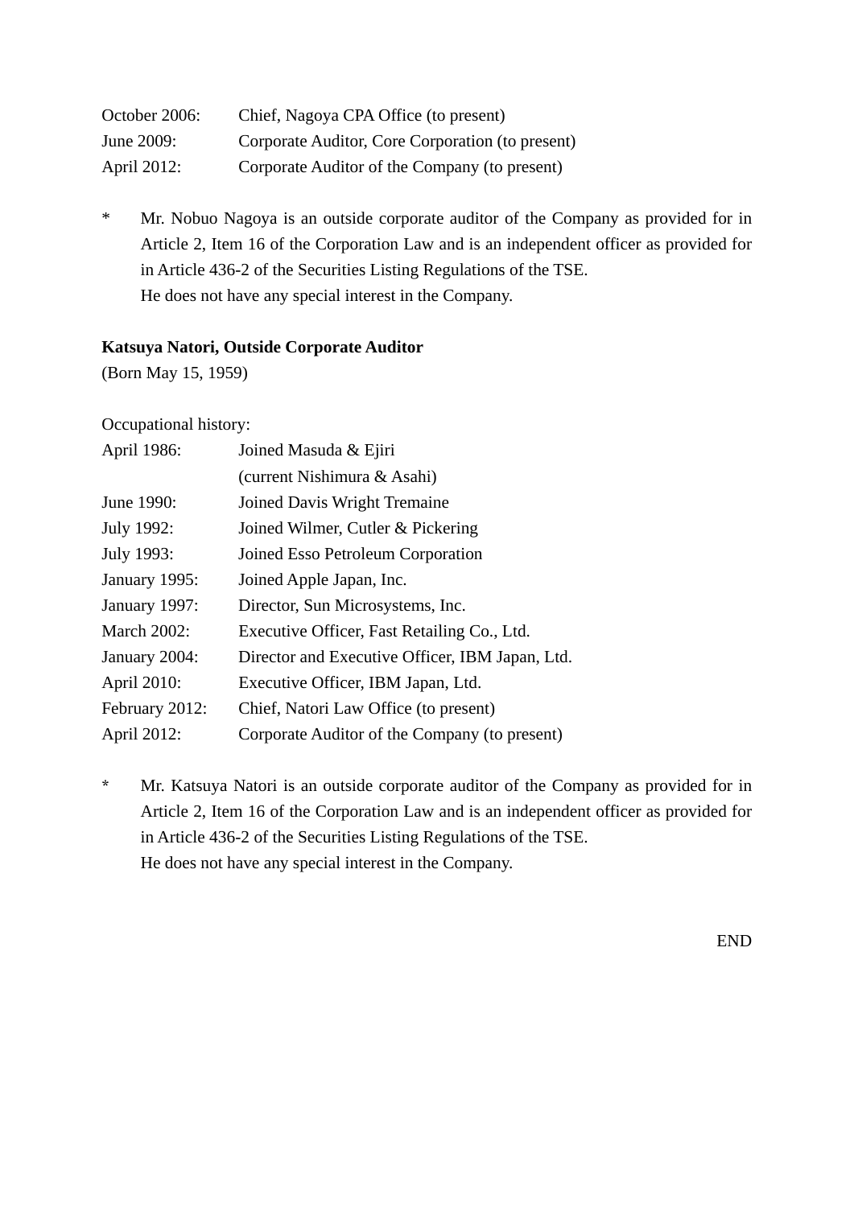| | |
|---|---|
| October 2006: | Chief, Nagoya CPA Office (to present) |
| June 2009: | Corporate Auditor, Core Corporation (to present) |
| April 2012: | Corporate Auditor of the Company (to present) |

\* Mr. Nobuo Nagoya is an outside corporate auditor of the Company as provided for in Article 2, Item 16 of the Corporation Law and is an independent officer as provided for in Article 436-2 of the Securities Listing Regulations of the TSE.
He does not have any special interest in the Company.

**Katsuya Natori, Outside Corporate Auditor**
(Born May 15, 1959)

Occupational history:

| | |
|---|---|
| April 1986: | Joined Masuda & Ejiri (current Nishimura & Asahi) |
| June 1990: | Joined Davis Wright Tremaine |
| July 1992: | Joined Wilmer, Cutler & Pickering |
| July 1993: | Joined Esso Petroleum Corporation |
| January 1995: | Joined Apple Japan, Inc. |
| January 1997: | Director, Sun Microsystems, Inc. |
| March 2002: | Executive Officer, Fast Retailing Co., Ltd. |
| January 2004: | Director and Executive Officer, IBM Japan, Ltd. |
| April 2010: | Executive Officer, IBM Japan, Ltd. |
| February 2012: | Chief, Natori Law Office (to present) |
| April 2012: | Corporate Auditor of the Company (to present) |

\* Mr. Katsuya Natori is an outside corporate auditor of the Company as provided for in Article 2, Item 16 of the Corporation Law and is an independent officer as provided for in Article 436-2 of the Securities Listing Regulations of the TSE.
He does not have any special interest in the Company.

END